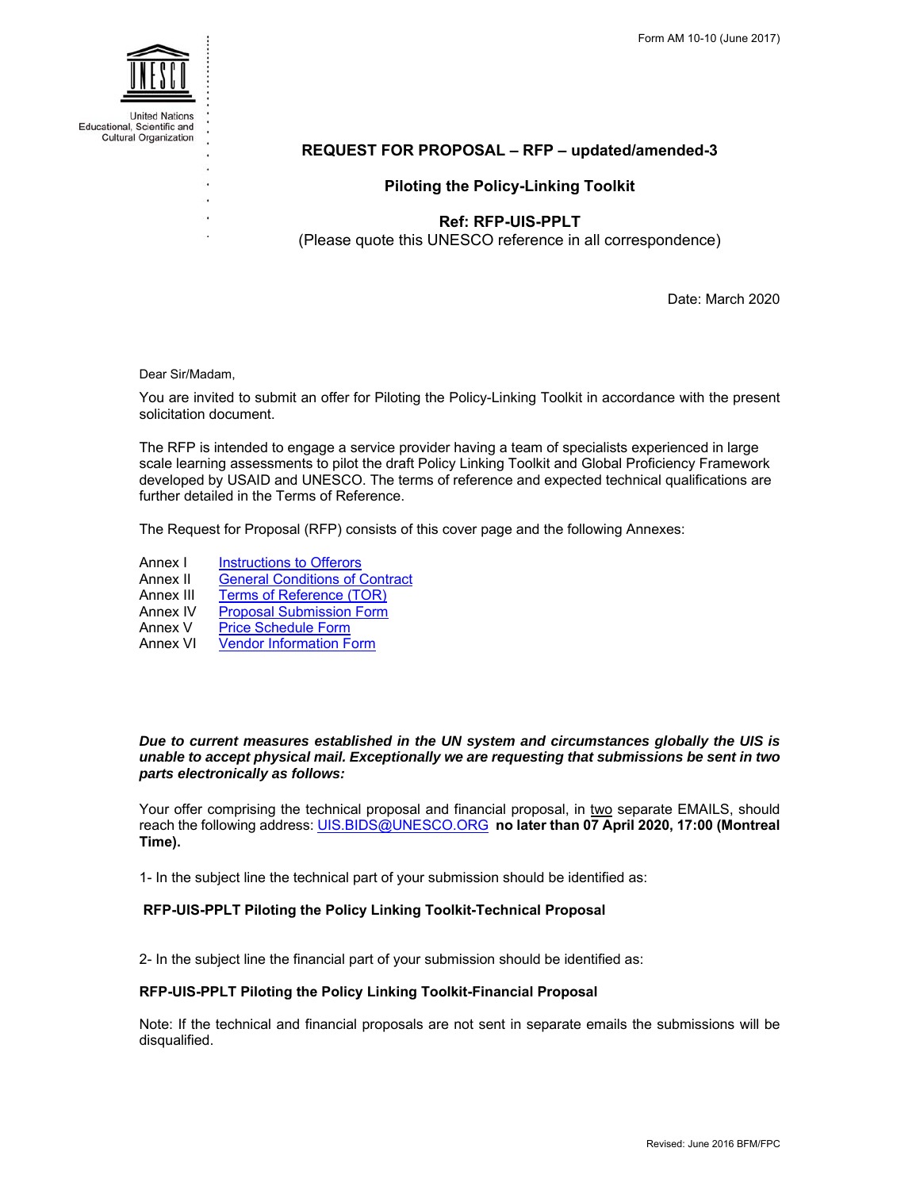United Nations Educational, Scientific and Cultural Organization

Form AM 10-10 (June 2017)

# REQUEST FOR PROPOSAL – RFP – updated/amended-3

## Piloting the Policy-Linking Toolkit

**Ref: RFP-UIS-PPLT**

(Please quote this UNESCO reference in all correspondence)

Date: March 2020

Dear Sir/Madam,

You are invited to submit an offer for Piloting the Policy-Linking Toolkit in accordance with the present solicitation document.

The RFP is intended to engage a service provider having a team of specialists experienced in large scale learning assessments to pilot the draft Policy Linking Toolkit and Global Proficiency Framework developed by USAID and UNESCO. The terms of reference and expected technical qualifications are further detailed in the Terms of Reference.

The Request for Proposal (RFP) consists of this cover page and the following Annexes:

| | |
|---|---|
| Annex I | Instructions to Offerors |
| Annex II | General Conditions of Contract |
| Annex III | Terms of Reference (TOR) |
| Annex IV | Proposal Submission Form |
| Annex V | Price Schedule Form |
| Annex VI | Vendor Information Form |

***Due to current measures established in the UN system and circumstances globally the UIS is unable to accept physical mail. Exceptionally we are requesting that submissions be sent in two parts electronically as follows:***

Your offer comprising the technical proposal and financial proposal, in two separate EMAILS, should reach the following address: UIS.BIDS@UNESCO.ORG **no later than 07 April 2020, 17:00 (Montreal Time).**

1- In the subject line the technical part of your submission should be identified as:

**RFP-UIS-PPLT Piloting the Policy Linking Toolkit-Technical Proposal**

2- In the subject line the financial part of your submission should be identified as:

**RFP-UIS-PPLT Piloting the Policy Linking Toolkit-Financial Proposal**

Note: If the technical and financial proposals are not sent in separate emails the submissions will be disqualified.

Revised: June 2016 BFM/FPC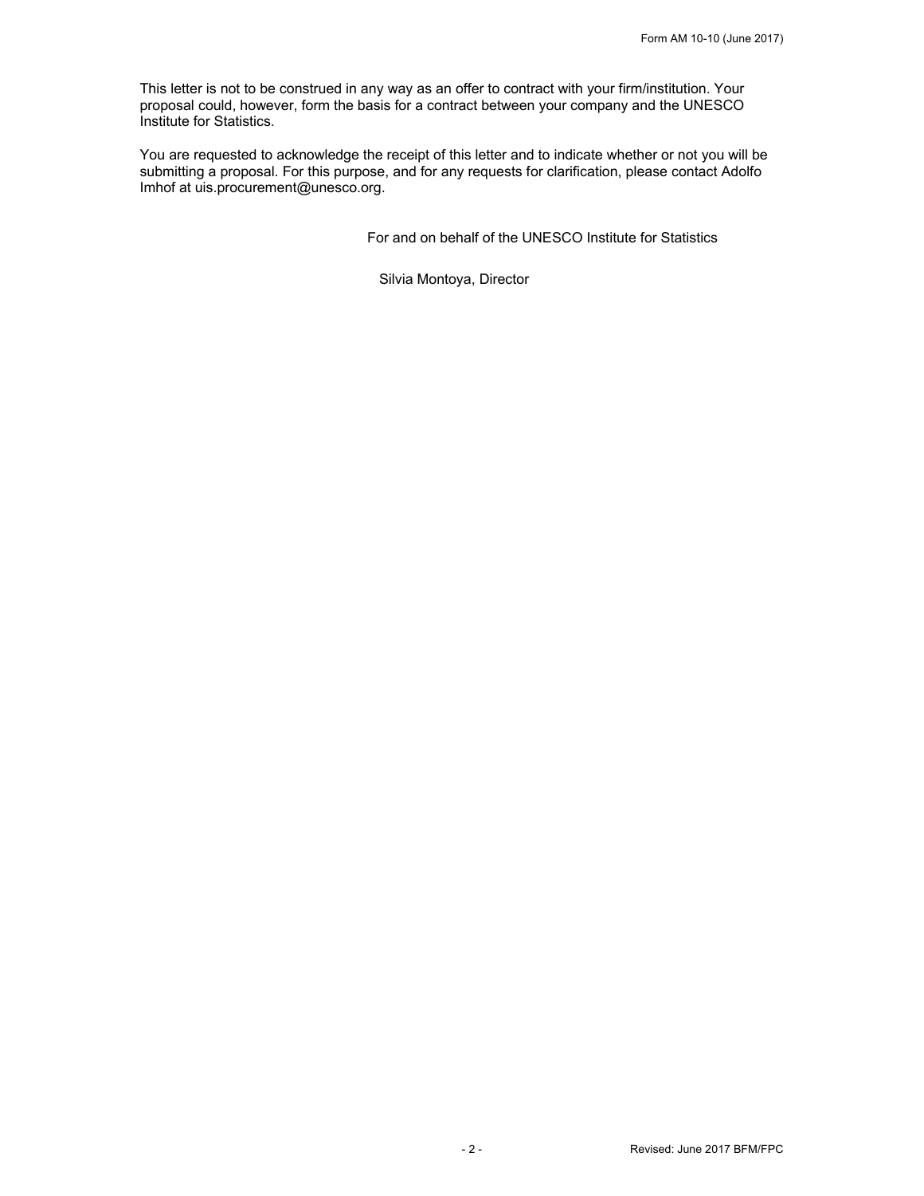This letter is not to be construed in any way as an offer to contract with your firm/institution. Your proposal could, however, form the basis for a contract between your company and the UNESCO Institute for Statistics.

You are requested to acknowledge the receipt of this letter and to indicate whether or not you will be submitting a proposal. For this purpose, and for any requests for clarification, please contact Adolfo Imhof at uis.procurement@unesco.org.

For and on behalf of the UNESCO Institute for Statistics

Silvia Montoya, Director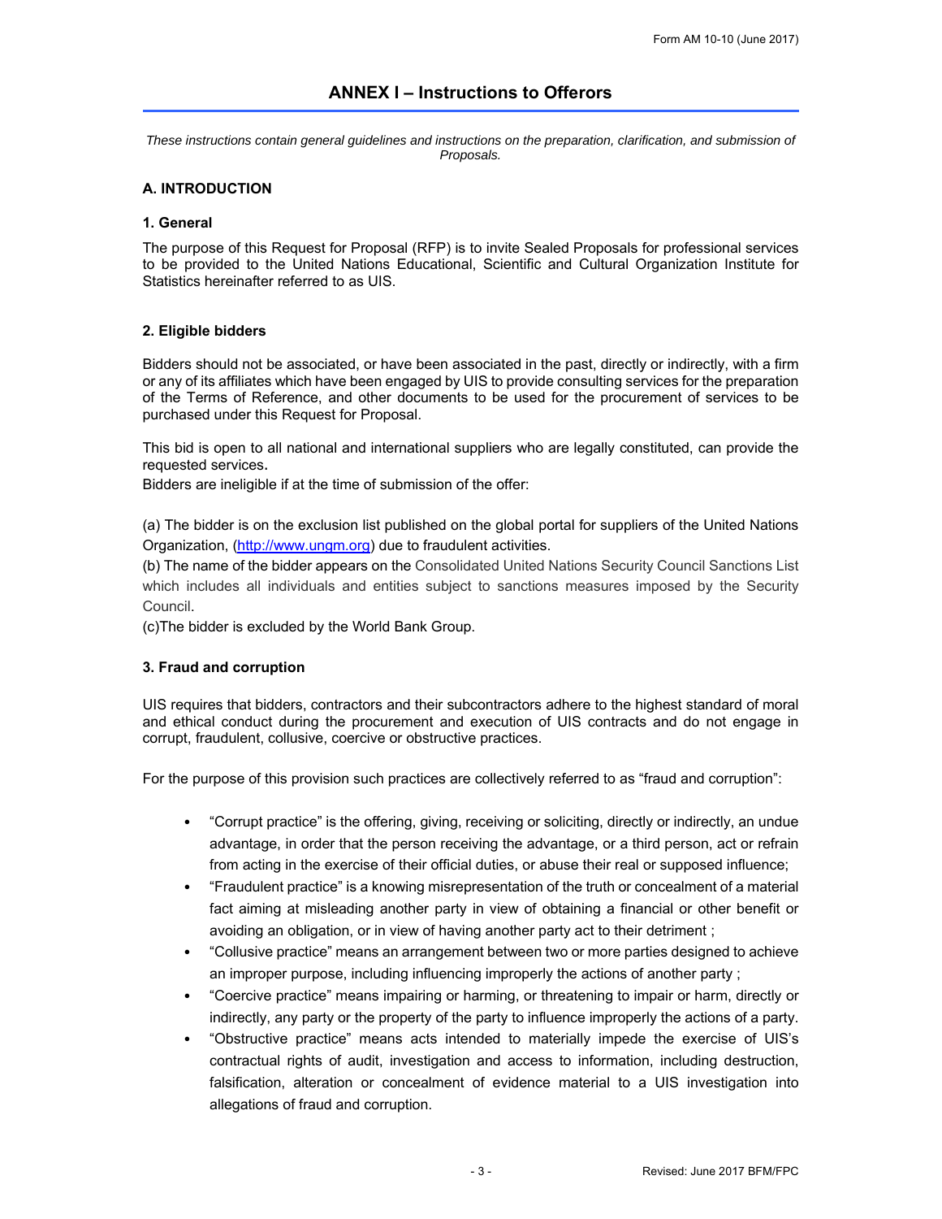# ANNEX I – Instructions to Offerors

*These instructions contain general guidelines and instructions on the preparation, clarification, and submission of Proposals.*

## A. INTRODUCTION

### 1. General

The purpose of this Request for Proposal (RFP) is to invite Sealed Proposals for professional services to be provided to the United Nations Educational, Scientific and Cultural Organization Institute for Statistics hereinafter referred to as UIS.

### 2. Eligible bidders

Bidders should not be associated, or have been associated in the past, directly or indirectly, with a firm or any of its affiliates which have been engaged by UIS to provide consulting services for the preparation of the Terms of Reference, and other documents to be used for the procurement of services to be purchased under this Request for Proposal.

This bid is open to all national and international suppliers who are legally constituted, can provide the requested services.
Bidders are ineligible if at the time of submission of the offer:

(a) The bidder is on the exclusion list published on the global portal for suppliers of the United Nations Organization, (http://www.ungm.org) due to fraudulent activities.
(b) The name of the bidder appears on the Consolidated United Nations Security Council Sanctions List which includes all individuals and entities subject to sanctions measures imposed by the Security Council.
(c)The bidder is excluded by the World Bank Group.

### 3. Fraud and corruption

UIS requires that bidders, contractors and their subcontractors adhere to the highest standard of moral and ethical conduct during the procurement and execution of UIS contracts and do not engage in corrupt, fraudulent, collusive, coercive or obstructive practices.

For the purpose of this provision such practices are collectively referred to as "fraud and corruption":

- "Corrupt practice" is the offering, giving, receiving or soliciting, directly or indirectly, an undue advantage, in order that the person receiving the advantage, or a third person, act or refrain from acting in the exercise of their official duties, or abuse their real or supposed influence;
- "Fraudulent practice" is a knowing misrepresentation of the truth or concealment of a material fact aiming at misleading another party in view of obtaining a financial or other benefit or avoiding an obligation, or in view of having another party act to their detriment ;
- "Collusive practice" means an arrangement between two or more parties designed to achieve an improper purpose, including influencing improperly the actions of another party ;
- "Coercive practice" means impairing or harming, or threatening to impair or harm, directly or indirectly, any party or the property of the party to influence improperly the actions of a party.
- "Obstructive practice" means acts intended to materially impede the exercise of UIS's contractual rights of audit, investigation and access to information, including destruction, falsification, alteration or concealment of evidence material to a UIS investigation into allegations of fraud and corruption.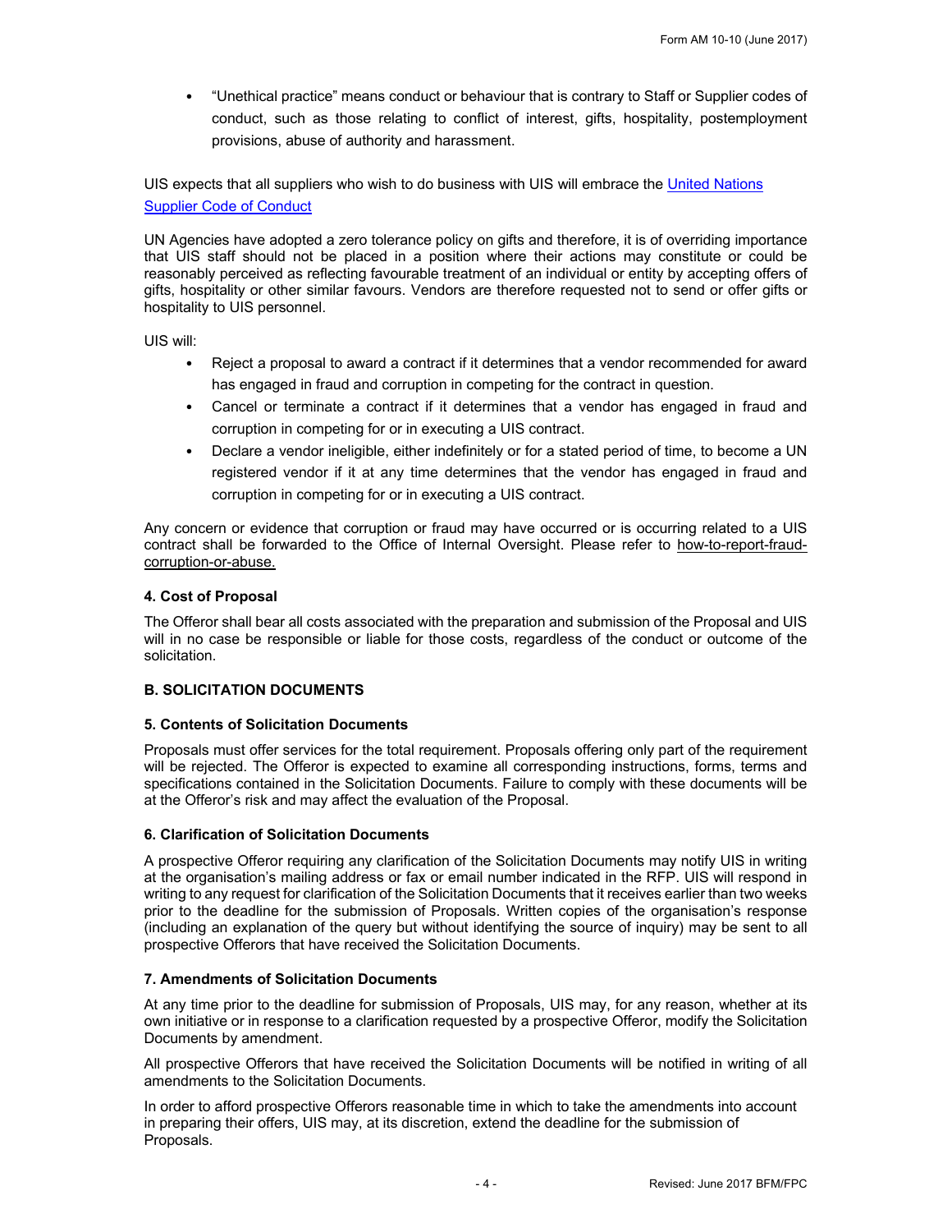- "Unethical practice" means conduct or behaviour that is contrary to Staff or Supplier codes of conduct, such as those relating to conflict of interest, gifts, hospitality, postemployment provisions, abuse of authority and harassment.

UIS expects that all suppliers who wish to do business with UIS will embrace the United Nations Supplier Code of Conduct

UN Agencies have adopted a zero tolerance policy on gifts and therefore, it is of overriding importance that UIS staff should not be placed in a position where their actions may constitute or could be reasonably perceived as reflecting favourable treatment of an individual or entity by accepting offers of gifts, hospitality or other similar favours. Vendors are therefore requested not to send or offer gifts or hospitality to UIS personnel.

UIS will:

- Reject a proposal to award a contract if it determines that a vendor recommended for award has engaged in fraud and corruption in competing for the contract in question.
- Cancel or terminate a contract if it determines that a vendor has engaged in fraud and corruption in competing for or in executing a UIS contract.
- Declare a vendor ineligible, either indefinitely or for a stated period of time, to become a UN registered vendor if it at any time determines that the vendor has engaged in fraud and corruption in competing for or in executing a UIS contract.

Any concern or evidence that corruption or fraud may have occurred or is occurring related to a UIS contract shall be forwarded to the Office of Internal Oversight. Please refer to how-to-report-fraud-corruption-or-abuse.

#### 4. Cost of Proposal

The Offeror shall bear all costs associated with the preparation and submission of the Proposal and UIS will in no case be responsible or liable for those costs, regardless of the conduct or outcome of the solicitation.

### B. SOLICITATION DOCUMENTS

#### 5. Contents of Solicitation Documents

Proposals must offer services for the total requirement. Proposals offering only part of the requirement will be rejected. The Offeror is expected to examine all corresponding instructions, forms, terms and specifications contained in the Solicitation Documents. Failure to comply with these documents will be at the Offeror's risk and may affect the evaluation of the Proposal.

#### 6. Clarification of Solicitation Documents

A prospective Offeror requiring any clarification of the Solicitation Documents may notify UIS in writing at the organisation's mailing address or fax or email number indicated in the RFP. UIS will respond in writing to any request for clarification of the Solicitation Documents that it receives earlier than two weeks prior to the deadline for the submission of Proposals. Written copies of the organisation's response (including an explanation of the query but without identifying the source of inquiry) may be sent to all prospective Offerors that have received the Solicitation Documents.

#### 7. Amendments of Solicitation Documents

At any time prior to the deadline for submission of Proposals, UIS may, for any reason, whether at its own initiative or in response to a clarification requested by a prospective Offeror, modify the Solicitation Documents by amendment.

All prospective Offerors that have received the Solicitation Documents will be notified in writing of all amendments to the Solicitation Documents.

In order to afford prospective Offerors reasonable time in which to take the amendments into account in preparing their offers, UIS may, at its discretion, extend the deadline for the submission of Proposals.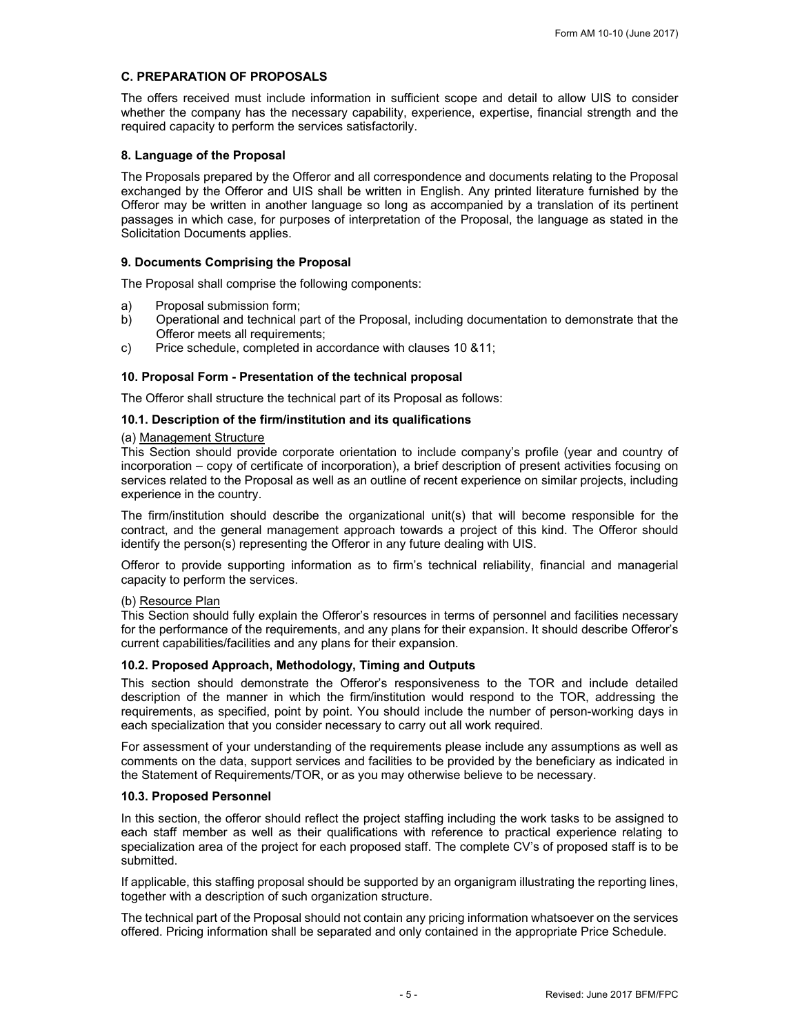## C. PREPARATION OF PROPOSALS

The offers received must include information in sufficient scope and detail to allow UIS to consider whether the company has the necessary capability, experience, expertise, financial strength and the required capacity to perform the services satisfactorily.

### 8. Language of the Proposal

The Proposals prepared by the Offeror and all correspondence and documents relating to the Proposal exchanged by the Offeror and UIS shall be written in English. Any printed literature furnished by the Offeror may be written in another language so long as accompanied by a translation of its pertinent passages in which case, for purposes of interpretation of the Proposal, the language as stated in the Solicitation Documents applies.

### 9. Documents Comprising the Proposal

The Proposal shall comprise the following components:

a) Proposal submission form;
b) Operational and technical part of the Proposal, including documentation to demonstrate that the Offeror meets all requirements;
c) Price schedule, completed in accordance with clauses 10 &11;

### 10. Proposal Form - Presentation of the technical proposal

The Offeror shall structure the technical part of its Proposal as follows:

#### 10.1. Description of the firm/institution and its qualifications

(a) Management Structure

This Section should provide corporate orientation to include company's profile (year and country of incorporation – copy of certificate of incorporation), a brief description of present activities focusing on services related to the Proposal as well as an outline of recent experience on similar projects, including experience in the country.

The firm/institution should describe the organizational unit(s) that will become responsible for the contract, and the general management approach towards a project of this kind. The Offeror should identify the person(s) representing the Offeror in any future dealing with UIS.

Offeror to provide supporting information as to firm's technical reliability, financial and managerial capacity to perform the services.

(b) Resource Plan

This Section should fully explain the Offeror's resources in terms of personnel and facilities necessary for the performance of the requirements, and any plans for their expansion. It should describe Offeror's current capabilities/facilities and any plans for their expansion.

#### 10.2. Proposed Approach, Methodology, Timing and Outputs

This section should demonstrate the Offeror's responsiveness to the TOR and include detailed description of the manner in which the firm/institution would respond to the TOR, addressing the requirements, as specified, point by point. You should include the number of person-working days in each specialization that you consider necessary to carry out all work required.

For assessment of your understanding of the requirements please include any assumptions as well as comments on the data, support services and facilities to be provided by the beneficiary as indicated in the Statement of Requirements/TOR, or as you may otherwise believe to be necessary.

#### 10.3. Proposed Personnel

In this section, the offeror should reflect the project staffing including the work tasks to be assigned to each staff member as well as their qualifications with reference to practical experience relating to specialization area of the project for each proposed staff. The complete CV's of proposed staff is to be submitted.

If applicable, this staffing proposal should be supported by an organigram illustrating the reporting lines, together with a description of such organization structure.

The technical part of the Proposal should not contain any pricing information whatsoever on the services offered. Pricing information shall be separated and only contained in the appropriate Price Schedule.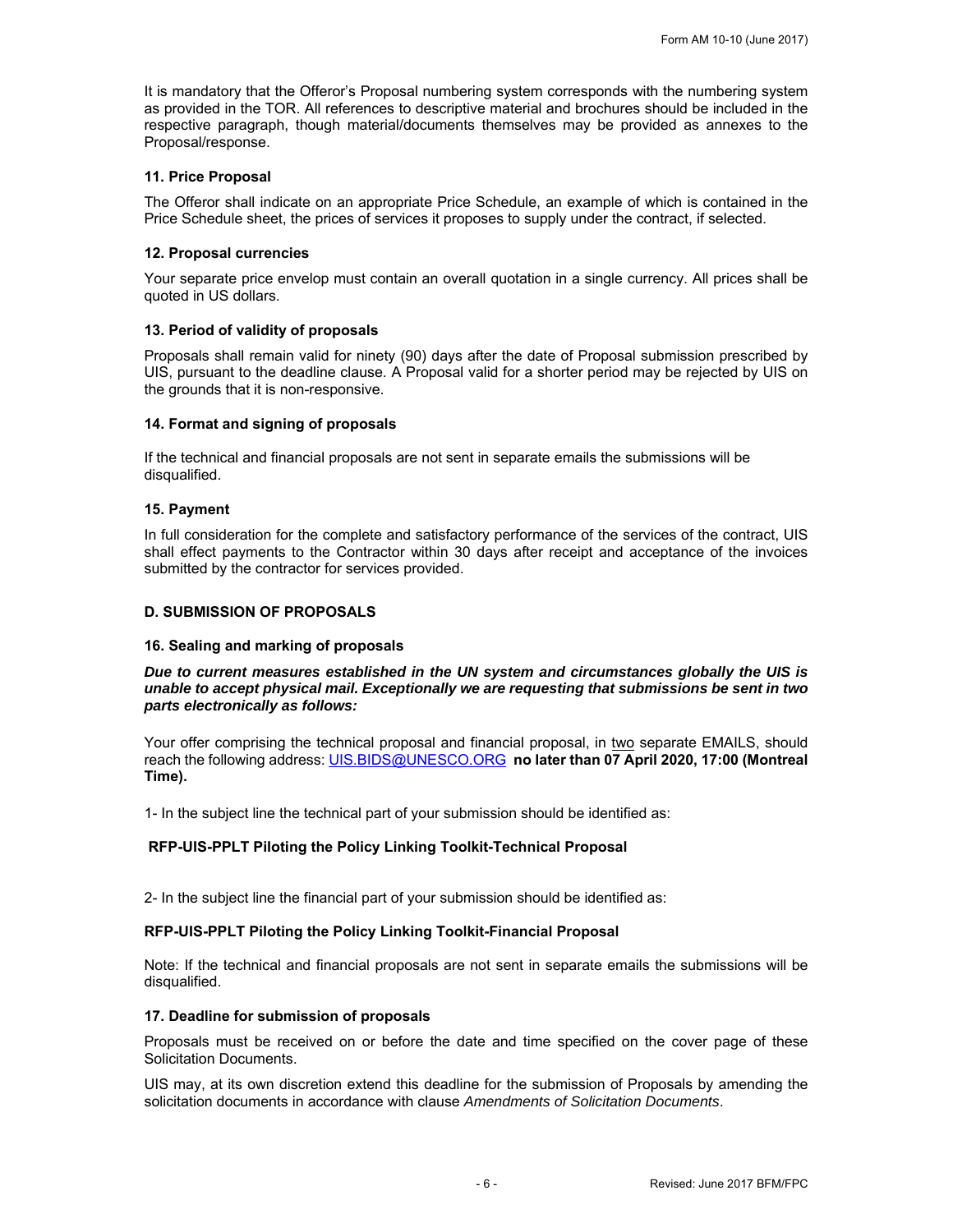It is mandatory that the Offeror's Proposal numbering system corresponds with the numbering system as provided in the TOR. All references to descriptive material and brochures should be included in the respective paragraph, though material/documents themselves may be provided as annexes to the Proposal/response.

### 11. Price Proposal

The Offeror shall indicate on an appropriate Price Schedule, an example of which is contained in the Price Schedule sheet, the prices of services it proposes to supply under the contract, if selected.

### 12. Proposal currencies

Your separate price envelop must contain an overall quotation in a single currency. All prices shall be quoted in US dollars.

### 13. Period of validity of proposals

Proposals shall remain valid for ninety (90) days after the date of Proposal submission prescribed by UIS, pursuant to the deadline clause. A Proposal valid for a shorter period may be rejected by UIS on the grounds that it is non-responsive.

### 14. Format and signing of proposals

If the technical and financial proposals are not sent in separate emails the submissions will be disqualified.

### 15. Payment

In full consideration for the complete and satisfactory performance of the services of the contract, UIS shall effect payments to the Contractor within 30 days after receipt and acceptance of the invoices submitted by the contractor for services provided.

## D. SUBMISSION OF PROPOSALS

### 16. Sealing and marking of proposals

***Due to current measures established in the UN system and circumstances globally the UIS is unable to accept physical mail. Exceptionally we are requesting that submissions be sent in two parts electronically as follows:***

Your offer comprising the technical proposal and financial proposal, in two separate EMAILS, should reach the following address: UIS.BIDS@UNESCO.ORG **no later than 07 April 2020, 17:00 (Montreal Time).**

1- In the subject line the technical part of your submission should be identified as:

**RFP-UIS-PPLT Piloting the Policy Linking Toolkit-Technical Proposal**

2- In the subject line the financial part of your submission should be identified as:

**RFP-UIS-PPLT Piloting the Policy Linking Toolkit-Financial Proposal**

Note: If the technical and financial proposals are not sent in separate emails the submissions will be disqualified.

### 17. Deadline for submission of proposals

Proposals must be received on or before the date and time specified on the cover page of these Solicitation Documents.

UIS may, at its own discretion extend this deadline for the submission of Proposals by amending the solicitation documents in accordance with clause *Amendments of Solicitation Documents*.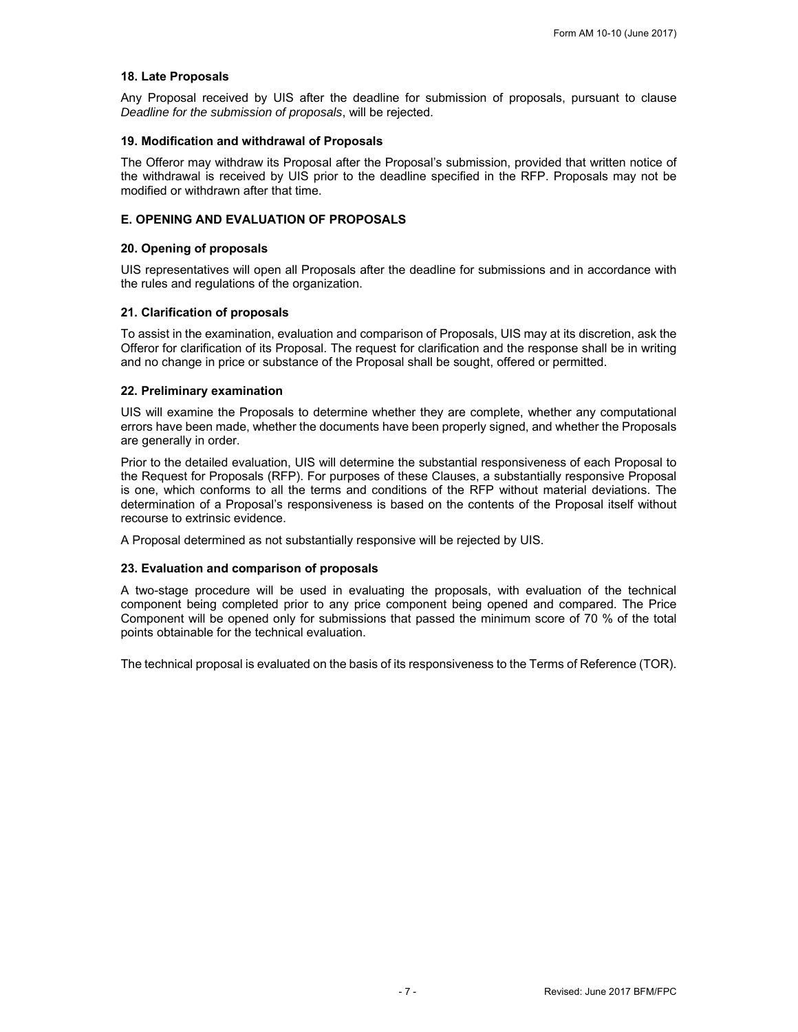### 18. Late Proposals

Any Proposal received by UIS after the deadline for submission of proposals, pursuant to clause *Deadline for the submission of proposals*, will be rejected.

### 19. Modification and withdrawal of Proposals

The Offeror may withdraw its Proposal after the Proposal's submission, provided that written notice of the withdrawal is received by UIS prior to the deadline specified in the RFP. Proposals may not be modified or withdrawn after that time.

## E. OPENING AND EVALUATION OF PROPOSALS

### 20. Opening of proposals

UIS representatives will open all Proposals after the deadline for submissions and in accordance with the rules and regulations of the organization.

### 21. Clarification of proposals

To assist in the examination, evaluation and comparison of Proposals, UIS may at its discretion, ask the Offeror for clarification of its Proposal. The request for clarification and the response shall be in writing and no change in price or substance of the Proposal shall be sought, offered or permitted.

### 22. Preliminary examination

UIS will examine the Proposals to determine whether they are complete, whether any computational errors have been made, whether the documents have been properly signed, and whether the Proposals are generally in order.

Prior to the detailed evaluation, UIS will determine the substantial responsiveness of each Proposal to the Request for Proposals (RFP). For purposes of these Clauses, a substantially responsive Proposal is one, which conforms to all the terms and conditions of the RFP without material deviations. The determination of a Proposal's responsiveness is based on the contents of the Proposal itself without recourse to extrinsic evidence.

A Proposal determined as not substantially responsive will be rejected by UIS.

### 23. Evaluation and comparison of proposals

A two-stage procedure will be used in evaluating the proposals, with evaluation of the technical component being completed prior to any price component being opened and compared. The Price Component will be opened only for submissions that passed the minimum score of 70 % of the total points obtainable for the technical evaluation.

The technical proposal is evaluated on the basis of its responsiveness to the Terms of Reference (TOR).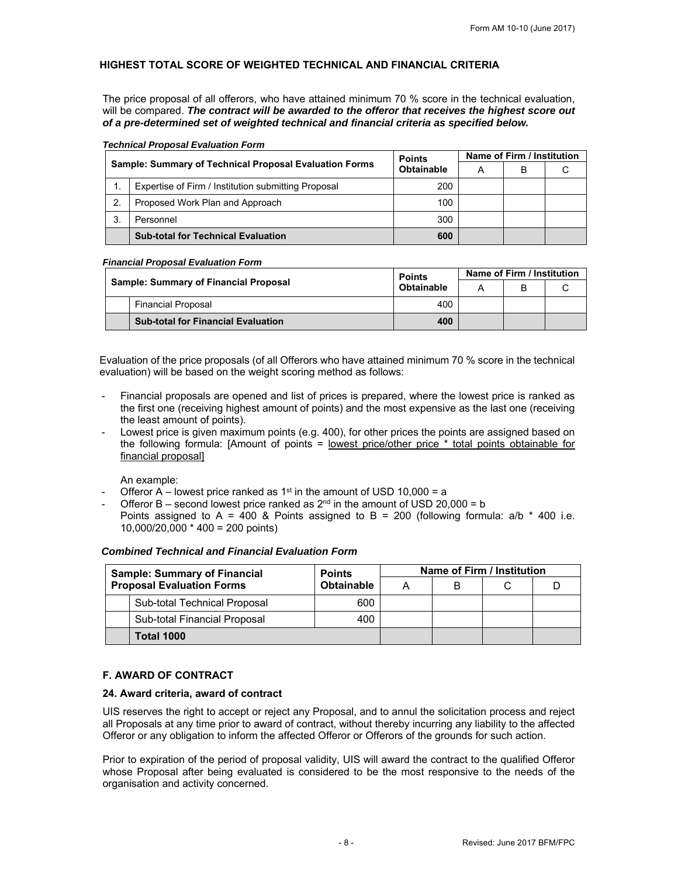### HIGHEST TOTAL SCORE OF WEIGHTED TECHNICAL AND FINANCIAL CRITERIA

The price proposal of all offerors, who have attained minimum 70 % score in the technical evaluation, will be compared. ***The contract will be awarded to the offeror that receives the highest score out of a pre-determined set of weighted technical and financial criteria as specified below.***

***Technical Proposal Evaluation Form***

| Sample: Summary of Technical Proposal Evaluation Forms | | Points Obtainable | Name of Firm / Institution | | |
|---|---|---|---|---|---|
| | | | A | B | C |
| 1. | Expertise of Firm / Institution submitting Proposal | 200 | | | |
| 2. | Proposed Work Plan and Approach | 100 | | | |
| 3. | Personnel | 300 | | | |
| | **Sub-total for Technical Evaluation** | **600** | | | |

***Financial Proposal Evaluation Form***

| Sample: Summary of Financial Proposal | | Points Obtainable | Name of Firm / Institution | | |
|---|---|---|---|---|---|
| | | | A | B | C |
| | Financial Proposal | 400 | | | |
| | **Sub-total for Financial Evaluation** | **400** | | | |

Evaluation of the price proposals (of all Offerors who have attained minimum 70 % score in the technical evaluation) will be based on the weight scoring method as follows:

- Financial proposals are opened and list of prices is prepared, where the lowest price is ranked as the first one (receiving highest amount of points) and the most expensive as the last one (receiving the least amount of points).
- Lowest price is given maximum points (e.g. 400), for other prices the points are assigned based on the following formula: [Amount of points = lowest price/other price * total points obtainable for financial proposal]

  An example:
- Offeror A – lowest price ranked as 1st in the amount of USD 10,000 = a
- Offeror B – second lowest price ranked as 2nd in the amount of USD 20,000 = b
  Points assigned to A = 400 & Points assigned to B = 200 (following formula: a/b * 400 i.e. 10,000/20,000 * 400 = 200 points)

***Combined Technical and Financial Evaluation Form***

| Sample: Summary of Financial Proposal Evaluation Forms | | Points Obtainable | Name of Firm / Institution | | | |
|---|---|---|---|---|---|---|
| | | | A | B | C | D |
| | Sub-total Technical Proposal | 600 | | | | |
| | Sub-total Financial Proposal | 400 | | | | |
| | **Total 1000** | | | | | |

### F. AWARD OF CONTRACT

#### 24. Award criteria, award of contract

UIS reserves the right to accept or reject any Proposal, and to annul the solicitation process and reject all Proposals at any time prior to award of contract, without thereby incurring any liability to the affected Offeror or any obligation to inform the affected Offeror or Offerors of the grounds for such action.

Prior to expiration of the period of proposal validity, UIS will award the contract to the qualified Offeror whose Proposal after being evaluated is considered to be the most responsive to the needs of the organisation and activity concerned.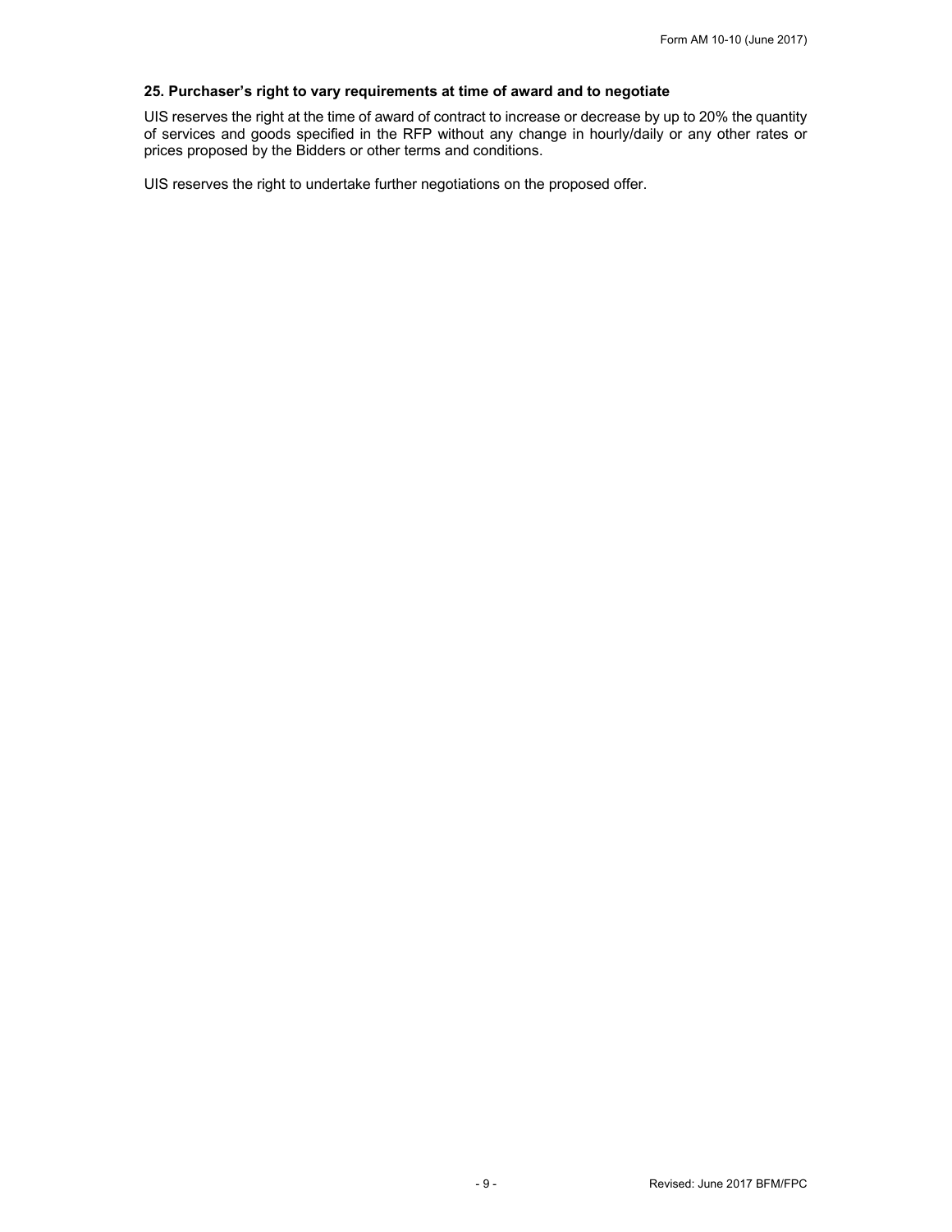### 25. Purchaser's right to vary requirements at time of award and to negotiate

UIS reserves the right at the time of award of contract to increase or decrease by up to 20% the quantity of services and goods specified in the RFP without any change in hourly/daily or any other rates or prices proposed by the Bidders or other terms and conditions.

UIS reserves the right to undertake further negotiations on the proposed offer.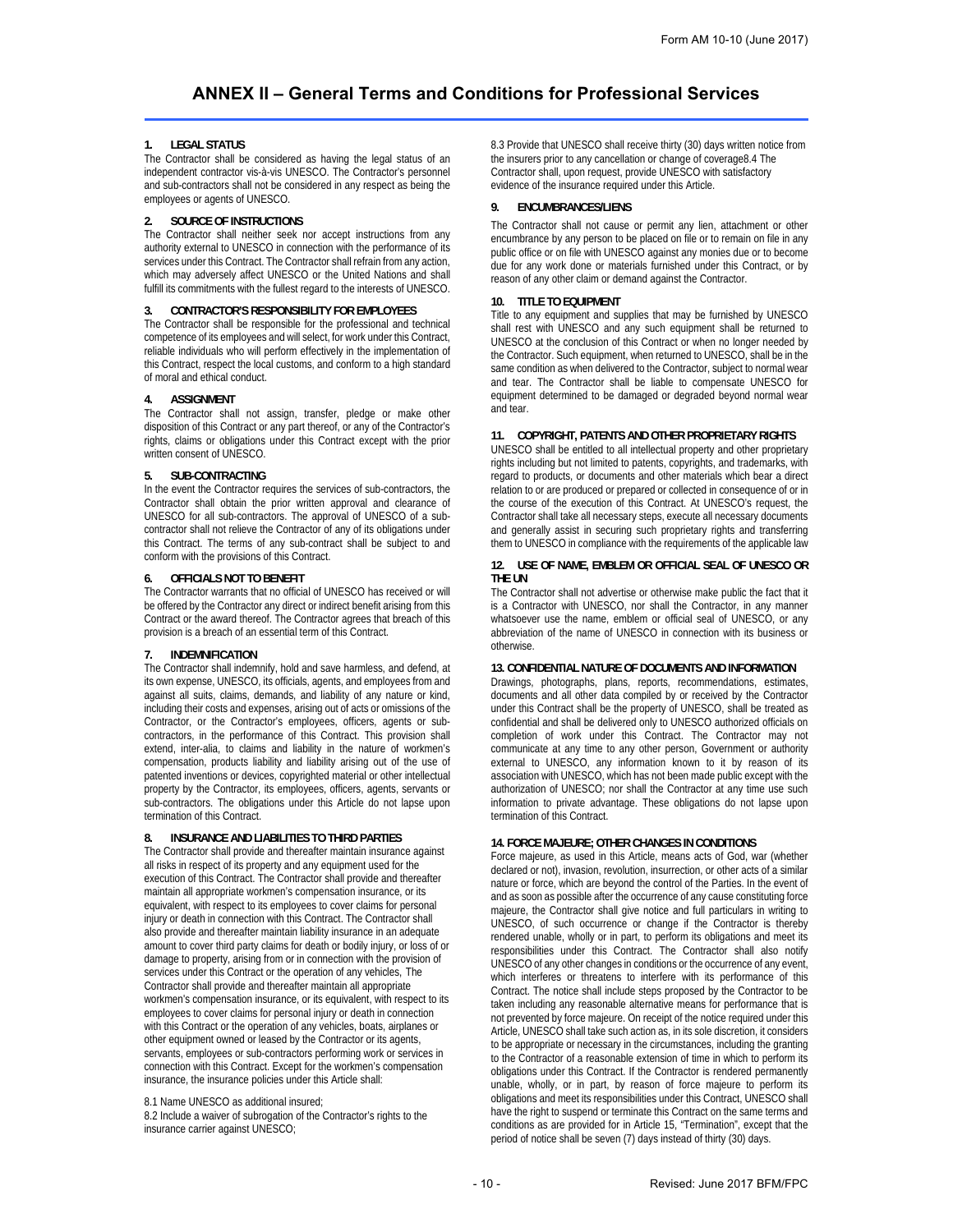# ANNEX II – General Terms and Conditions for Professional Services

### 1. LEGAL STATUS

The Contractor shall be considered as having the legal status of an independent contractor vis-à-vis UNESCO. The Contractor's personnel and sub-contractors shall not be considered in any respect as being the employees or agents of UNESCO.

### 2. SOURCE OF INSTRUCTIONS

The Contractor shall neither seek nor accept instructions from any authority external to UNESCO in connection with the performance of its services under this Contract. The Contractor shall refrain from any action, which may adversely affect UNESCO or the United Nations and shall fulfill its commitments with the fullest regard to the interests of UNESCO.

### 3. CONTRACTOR'S RESPONSIBILITY FOR EMPLOYEES

The Contractor shall be responsible for the professional and technical competence of its employees and will select, for work under this Contract, reliable individuals who will perform effectively in the implementation of this Contract, respect the local customs, and conform to a high standard of moral and ethical conduct.

### 4. ASSIGNMENT

The Contractor shall not assign, transfer, pledge or make other disposition of this Contract or any part thereof, or any of the Contractor's rights, claims or obligations under this Contract except with the prior written consent of UNESCO.

### 5. SUB-CONTRACTING

In the event the Contractor requires the services of sub-contractors, the Contractor shall obtain the prior written approval and clearance of UNESCO for all sub-contractors. The approval of UNESCO of a sub-contractor shall not relieve the Contractor of any of its obligations under this Contract. The terms of any sub-contract shall be subject to and conform with the provisions of this Contract.

### 6. OFFICIALS NOT TO BENEFIT

The Contractor warrants that no official of UNESCO has received or will be offered by the Contractor any direct or indirect benefit arising from this Contract or the award thereof. The Contractor agrees that breach of this provision is a breach of an essential term of this Contract.

### 7. INDEMNIFICATION

The Contractor shall indemnify, hold and save harmless, and defend, at its own expense, UNESCO, its officials, agents, and employees from and against all suits, claims, demands, and liability of any nature or kind, including their costs and expenses, arising out of acts or omissions of the Contractor, or the Contractor's employees, officers, agents or sub-contractors, in the performance of this Contract. This provision shall extend, inter-alia, to claims and liability in the nature of workmen's compensation, products liability and liability arising out of the use of patented inventions or devices, copyrighted material or other intellectual property by the Contractor, its employees, officers, agents, servants or sub-contractors. The obligations under this Article do not lapse upon termination of this Contract.

### 8. INSURANCE AND LIABILITIES TO THIRD PARTIES

The Contractor shall provide and thereafter maintain insurance against all risks in respect of its property and any equipment used for the execution of this Contract. The Contractor shall provide and thereafter maintain all appropriate workmen's compensation insurance, or its equivalent, with respect to its employees to cover claims for personal injury or death in connection with this Contract. The Contractor shall also provide and thereafter maintain liability insurance in an adequate amount to cover third party claims for death or bodily injury, or loss of or damage to property, arising from or in connection with the provision of services under this Contract or the operation of any vehicles, The Contractor shall provide and thereafter maintain all appropriate workmen's compensation insurance, or its equivalent, with respect to its employees to cover claims for personal injury or death in connection with this Contract or the operation of any vehicles, boats, airplanes or other equipment owned or leased by the Contractor or its agents, servants, employees or sub-contractors performing work or services in connection with this Contract. Except for the workmen's compensation insurance, the insurance policies under this Article shall:

8.1 Name UNESCO as additional insured;

8.2 Include a waiver of subrogation of the Contractor's rights to the insurance carrier against UNESCO;

8.3 Provide that UNESCO shall receive thirty (30) days written notice from the insurers prior to any cancellation or change of coverage8.4 The Contractor shall, upon request, provide UNESCO with satisfactory evidence of the insurance required under this Article.

### 9. ENCUMBRANCES/LIENS

The Contractor shall not cause or permit any lien, attachment or other encumbrance by any person to be placed on file or to remain on file in any public office or on file with UNESCO against any monies due or to become due for any work done or materials furnished under this Contract, or by reason of any other claim or demand against the Contractor.

### 10. TITLE TO EQUIPMENT

Title to any equipment and supplies that may be furnished by UNESCO shall rest with UNESCO and any such equipment shall be returned to UNESCO at the conclusion of this Contract or when no longer needed by the Contractor. Such equipment, when returned to UNESCO, shall be in the same condition as when delivered to the Contractor, subject to normal wear and tear. The Contractor shall be liable to compensate UNESCO for equipment determined to be damaged or degraded beyond normal wear and tear.

### 11. COPYRIGHT, PATENTS AND OTHER PROPRIETARY RIGHTS

UNESCO shall be entitled to all intellectual property and other proprietary rights including but not limited to patents, copyrights, and trademarks, with regard to products, or documents and other materials which bear a direct relation to or are produced or prepared or collected in consequence of or in the course of the execution of this Contract. At UNESCO's request, the Contractor shall take all necessary steps, execute all necessary documents and generally assist in securing such proprietary rights and transferring them to UNESCO in compliance with the requirements of the applicable law

### 12. USE OF NAME, EMBLEM OR OFFICIAL SEAL OF UNESCO OR THE UN

The Contractor shall not advertise or otherwise make public the fact that it is a Contractor with UNESCO, nor shall the Contractor, in any manner whatsoever use the name, emblem or official seal of UNESCO, or any abbreviation of the name of UNESCO in connection with its business or otherwise.

### 13. CONFIDENTIAL NATURE OF DOCUMENTS AND INFORMATION

Drawings, photographs, plans, reports, recommendations, estimates, documents and all other data compiled by or received by the Contractor under this Contract shall be the property of UNESCO, shall be treated as confidential and shall be delivered only to UNESCO authorized officials on completion of work under this Contract. The Contractor may not communicate at any time to any other person, Government or authority external to UNESCO, any information known to it by reason of its association with UNESCO, which has not been made public except with the authorization of UNESCO; nor shall the Contractor at any time use such information to private advantage. These obligations do not lapse upon termination of this Contract.

### 14. FORCE MAJEURE; OTHER CHANGES IN CONDITIONS

Force majeure, as used in this Article, means acts of God, war (whether declared or not), invasion, revolution, insurrection, or other acts of a similar nature or force, which are beyond the control of the Parties. In the event of and as soon as possible after the occurrence of any cause constituting force majeure, the Contractor shall give notice and full particulars in writing to UNESCO, of such occurrence or change if the Contractor is thereby rendered unable, wholly or in part, to perform its obligations and meet its responsibilities under this Contract. The Contractor shall also notify UNESCO of any other changes in conditions or the occurrence of any event, which interferes or threatens to interfere with its performance of this Contract. The notice shall include steps proposed by the Contractor to be taken including any reasonable alternative means for performance that is not prevented by force majeure. On receipt of the notice required under this Article, UNESCO shall take such action as, in its sole discretion, it considers to be appropriate or necessary in the circumstances, including the granting to the Contractor of a reasonable extension of time in which to perform its obligations under this Contract. If the Contractor is rendered permanently unable, wholly, or in part, by reason of force majeure to perform its obligations and meet its responsibilities under this Contract, UNESCO shall have the right to suspend or terminate this Contract on the same terms and conditions as are provided for in Article 15, "Termination", except that the period of notice shall be seven (7) days instead of thirty (30) days.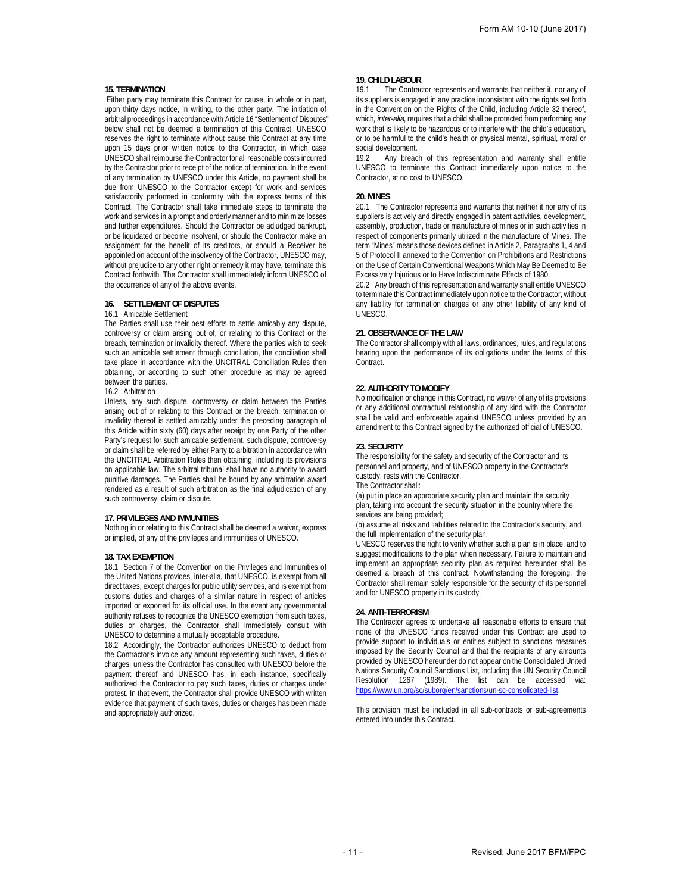## 15. TERMINATION

Either party may terminate this Contract for cause, in whole or in part, upon thirty days notice, in writing, to the other party. The initiation of arbitral proceedings in accordance with Article 16 "Settlement of Disputes" below shall not be deemed a termination of this Contract. UNESCO reserves the right to terminate without cause this Contract at any time upon 15 days prior written notice to the Contractor, in which case UNESCO shall reimburse the Contractor for all reasonable costs incurred by the Contractor prior to receipt of the notice of termination. In the event of any termination by UNESCO under this Article, no payment shall be due from UNESCO to the Contractor except for work and services satisfactorily performed in conformity with the express terms of this Contract. The Contractor shall take immediate steps to terminate the work and services in a prompt and orderly manner and to minimize losses and further expenditures. Should the Contractor be adjudged bankrupt, or be liquidated or become insolvent, or should the Contractor make an assignment for the benefit of its creditors, or should a Receiver be appointed on account of the insolvency of the Contractor, UNESCO may, without prejudice to any other right or remedy it may have, terminate this Contract forthwith. The Contractor shall immediately inform UNESCO of the occurrence of any of the above events.

## 16. SETTLEMENT OF DISPUTES

16.1 Amicable Settlement

The Parties shall use their best efforts to settle amicably any dispute, controversy or claim arising out of, or relating to this Contract or the breach, termination or invalidity thereof. Where the parties wish to seek such an amicable settlement through conciliation, the conciliation shall take place in accordance with the UNCITRAL Conciliation Rules then obtaining, or according to such other procedure as may be agreed between the parties.

16.2 Arbitration

Unless, any such dispute, controversy or claim between the Parties arising out of or relating to this Contract or the breach, termination or invalidity thereof is settled amicably under the preceding paragraph of this Article within sixty (60) days after receipt by one Party of the other Party's request for such amicable settlement, such dispute, controversy or claim shall be referred by either Party to arbitration in accordance with the UNCITRAL Arbitration Rules then obtaining, including its provisions on applicable law. The arbitral tribunal shall have no authority to award punitive damages. The Parties shall be bound by any arbitration award rendered as a result of such arbitration as the final adjudication of any such controversy, claim or dispute.

## 17. PRIVILEGES AND IMMUNITIES

Nothing in or relating to this Contract shall be deemed a waiver, express or implied, of any of the privileges and immunities of UNESCO.

## 18. TAX EXEMPTION

18.1 Section 7 of the Convention on the Privileges and Immunities of the United Nations provides, inter-alia, that UNESCO, is exempt from all direct taxes, except charges for public utility services, and is exempt from customs duties and charges of a similar nature in respect of articles imported or exported for its official use. In the event any governmental authority refuses to recognize the UNESCO exemption from such taxes, duties or charges, the Contractor shall immediately consult with UNESCO to determine a mutually acceptable procedure.

18.2 Accordingly, the Contractor authorizes UNESCO to deduct from the Contractor's invoice any amount representing such taxes, duties or charges, unless the Contractor has consulted with UNESCO before the payment thereof and UNESCO has, in each instance, specifically authorized the Contractor to pay such taxes, duties or charges under protest. In that event, the Contractor shall provide UNESCO with written evidence that payment of such taxes, duties or charges has been made and appropriately authorized.

## 19. CHILD LABOUR

19.1 The Contractor represents and warrants that neither it, nor any of its suppliers is engaged in any practice inconsistent with the rights set forth in the Convention on the Rights of the Child, including Article 32 thereof, which, *inter-alia*, requires that a child shall be protected from performing any work that is likely to be hazardous or to interfere with the child's education, or to be harmful to the child's health or physical mental, spiritual, moral or social development.

19.2 Any breach of this representation and warranty shall entitle UNESCO to terminate this Contract immediately upon notice to the Contractor, at no cost to UNESCO.

## 20. MINES

20.1 The Contractor represents and warrants that neither it nor any of its suppliers is actively and directly engaged in patent activities, development, assembly, production, trade or manufacture of mines or in such activities in respect of components primarily utilized in the manufacture of Mines. The term "Mines" means those devices defined in Article 2, Paragraphs 1, 4 and 5 of Protocol II annexed to the Convention on Prohibitions and Restrictions on the Use of Certain Conventional Weapons Which May Be Deemed to Be Excessively Injurious or to Have Indiscriminate Effects of 1980.

20.2 Any breach of this representation and warranty shall entitle UNESCO to terminate this Contract immediately upon notice to the Contractor, without any liability for termination charges or any other liability of any kind of UNESCO.

## 21. OBSERVANCE OF THE LAW

The Contractor shall comply with all laws, ordinances, rules, and regulations bearing upon the performance of its obligations under the terms of this Contract.

## 22. AUTHORITY TO MODIFY

No modification or change in this Contract, no waiver of any of its provisions or any additional contractual relationship of any kind with the Contractor shall be valid and enforceable against UNESCO unless provided by an amendment to this Contract signed by the authorized official of UNESCO.

## 23. SECURITY

The responsibility for the safety and security of the Contractor and its personnel and property, and of UNESCO property in the Contractor's custody, rests with the Contractor.

The Contractor shall:

(a) put in place an appropriate security plan and maintain the security plan, taking into account the security situation in the country where the services are being provided;

(b) assume all risks and liabilities related to the Contractor's security, and the full implementation of the security plan.

UNESCO reserves the right to verify whether such a plan is in place, and to suggest modifications to the plan when necessary. Failure to maintain and implement an appropriate security plan as required hereunder shall be deemed a breach of this contract. Notwithstanding the foregoing, the Contractor shall remain solely responsible for the security of its personnel and for UNESCO property in its custody.

## 24. ANTI-TERRORISM

The Contractor agrees to undertake all reasonable efforts to ensure that none of the UNESCO funds received under this Contract are used to provide support to individuals or entities subject to sanctions measures imposed by the Security Council and that the recipients of any amounts provided by UNESCO hereunder do not appear on the Consolidated United Nations Security Council Sanctions List, including the UN Security Council Resolution 1267 (1989). The list can be accessed via: https://www.un.org/sc/suborg/en/sanctions/un-sc-consolidated-list.

This provision must be included in all sub-contracts or sub-agreements entered into under this Contract.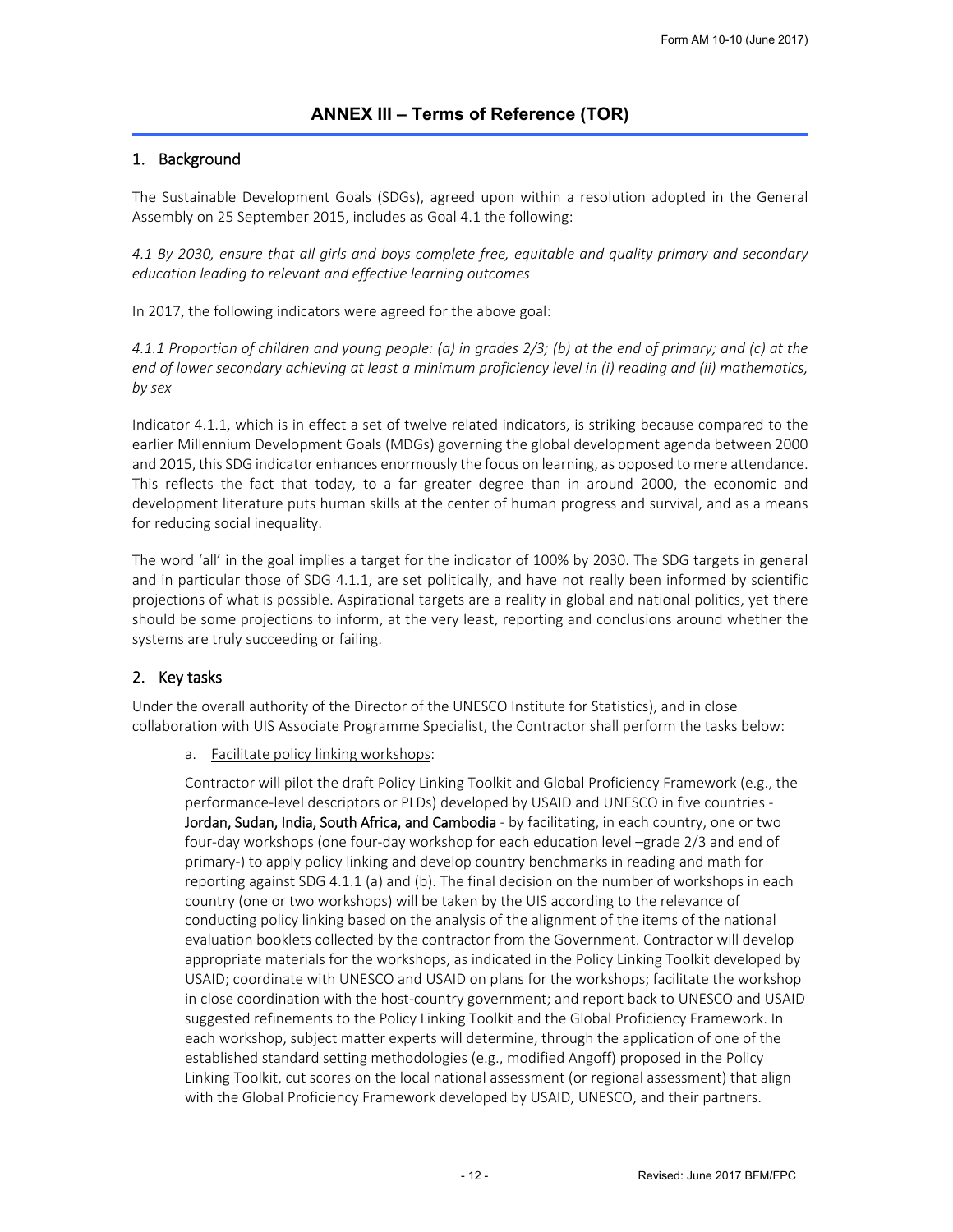# ANNEX III – Terms of Reference (TOR)

## 1. Background

The Sustainable Development Goals (SDGs), agreed upon within a resolution adopted in the General Assembly on 25 September 2015, includes as Goal 4.1 the following:

*4.1 By 2030, ensure that all girls and boys complete free, equitable and quality primary and secondary education leading to relevant and effective learning outcomes*

In 2017, the following indicators were agreed for the above goal:

*4.1.1 Proportion of children and young people: (a) in grades 2/3; (b) at the end of primary; and (c) at the end of lower secondary achieving at least a minimum proficiency level in (i) reading and (ii) mathematics, by sex*

Indicator 4.1.1, which is in effect a set of twelve related indicators, is striking because compared to the earlier Millennium Development Goals (MDGs) governing the global development agenda between 2000 and 2015, this SDG indicator enhances enormously the focus on learning, as opposed to mere attendance. This reflects the fact that today, to a far greater degree than in around 2000, the economic and development literature puts human skills at the center of human progress and survival, and as a means for reducing social inequality.

The word 'all' in the goal implies a target for the indicator of 100% by 2030. The SDG targets in general and in particular those of SDG 4.1.1, are set politically, and have not really been informed by scientific projections of what is possible. Aspirational targets are a reality in global and national politics, yet there should be some projections to inform, at the very least, reporting and conclusions around whether the systems are truly succeeding or failing.

## 2. Key tasks

Under the overall authority of the Director of the UNESCO Institute for Statistics), and in close collaboration with UIS Associate Programme Specialist, the Contractor shall perform the tasks below:

a. Facilitate policy linking workshops:

Contractor will pilot the draft Policy Linking Toolkit and Global Proficiency Framework (e.g., the performance-level descriptors or PLDs) developed by USAID and UNESCO in five countries - **Jordan, Sudan, India, South Africa, and Cambodia** - by facilitating, in each country, one or two four-day workshops (one four-day workshop for each education level –grade 2/3 and end of primary-) to apply policy linking and develop country benchmarks in reading and math for reporting against SDG 4.1.1 (a) and (b). The final decision on the number of workshops in each country (one or two workshops) will be taken by the UIS according to the relevance of conducting policy linking based on the analysis of the alignment of the items of the national evaluation booklets collected by the contractor from the Government. Contractor will develop appropriate materials for the workshops, as indicated in the Policy Linking Toolkit developed by USAID; coordinate with UNESCO and USAID on plans for the workshops; facilitate the workshop in close coordination with the host-country government; and report back to UNESCO and USAID suggested refinements to the Policy Linking Toolkit and the Global Proficiency Framework. In each workshop, subject matter experts will determine, through the application of one of the established standard setting methodologies (e.g., modified Angoff) proposed in the Policy Linking Toolkit, cut scores on the local national assessment (or regional assessment) that align with the Global Proficiency Framework developed by USAID, UNESCO, and their partners.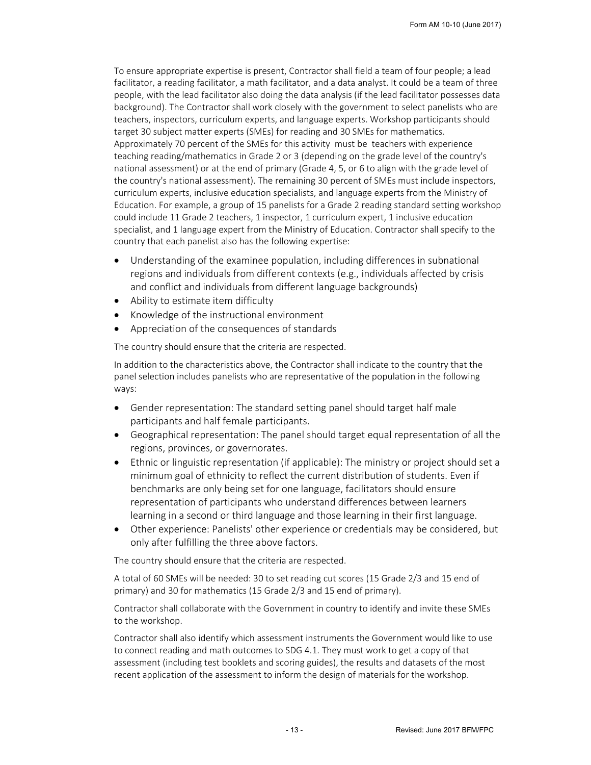To ensure appropriate expertise is present, Contractor shall field a team of four people; a lead facilitator, a reading facilitator, a math facilitator, and a data analyst. It could be a team of three people, with the lead facilitator also doing the data analysis (if the lead facilitator possesses data background). The Contractor shall work closely with the government to select panelists who are teachers, inspectors, curriculum experts, and language experts. Workshop participants should target 30 subject matter experts (SMEs) for reading and 30 SMEs for mathematics. Approximately 70 percent of the SMEs for this activity must be teachers with experience teaching reading/mathematics in Grade 2 or 3 (depending on the grade level of the country's national assessment) or at the end of primary (Grade 4, 5, or 6 to align with the grade level of the country's national assessment). The remaining 30 percent of SMEs must include inspectors, curriculum experts, inclusive education specialists, and language experts from the Ministry of Education. For example, a group of 15 panelists for a Grade 2 reading standard setting workshop could include 11 Grade 2 teachers, 1 inspector, 1 curriculum expert, 1 inclusive education specialist, and 1 language expert from the Ministry of Education. Contractor shall specify to the country that each panelist also has the following expertise:

- Understanding of the examinee population, including differences in subnational regions and individuals from different contexts (e.g., individuals affected by crisis and conflict and individuals from different language backgrounds)
- Ability to estimate item difficulty
- Knowledge of the instructional environment
- Appreciation of the consequences of standards

The country should ensure that the criteria are respected.

In addition to the characteristics above, the Contractor shall indicate to the country that the panel selection includes panelists who are representative of the population in the following ways:

- Gender representation: The standard setting panel should target half male participants and half female participants.
- Geographical representation: The panel should target equal representation of all the regions, provinces, or governorates.
- Ethnic or linguistic representation (if applicable): The ministry or project should set a minimum goal of ethnicity to reflect the current distribution of students. Even if benchmarks are only being set for one language, facilitators should ensure representation of participants who understand differences between learners learning in a second or third language and those learning in their first language.
- Other experience: Panelists' other experience or credentials may be considered, but only after fulfilling the three above factors.

The country should ensure that the criteria are respected.

A total of 60 SMEs will be needed: 30 to set reading cut scores (15 Grade 2/3 and 15 end of primary) and 30 for mathematics (15 Grade 2/3 and 15 end of primary).

Contractor shall collaborate with the Government in country to identify and invite these SMEs to the workshop.

Contractor shall also identify which assessment instruments the Government would like to use to connect reading and math outcomes to SDG 4.1. They must work to get a copy of that assessment (including test booklets and scoring guides), the results and datasets of the most recent application of the assessment to inform the design of materials for the workshop.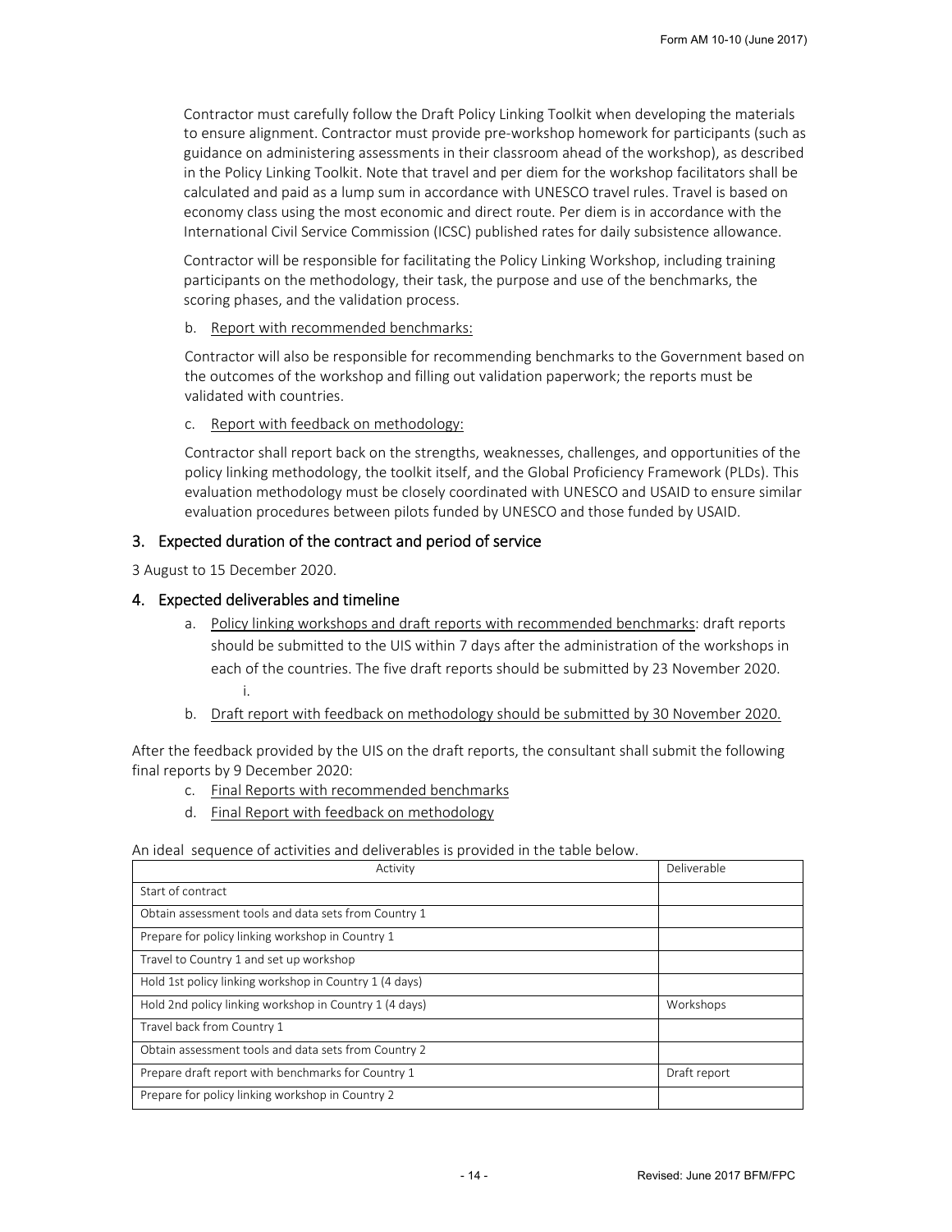Contractor must carefully follow the Draft Policy Linking Toolkit when developing the materials to ensure alignment. Contractor must provide pre-workshop homework for participants (such as guidance on administering assessments in their classroom ahead of the workshop), as described in the Policy Linking Toolkit. Note that travel and per diem for the workshop facilitators shall be calculated and paid as a lump sum in accordance with UNESCO travel rules. Travel is based on economy class using the most economic and direct route. Per diem is in accordance with the International Civil Service Commission (ICSC) published rates for daily subsistence allowance.

Contractor will be responsible for facilitating the Policy Linking Workshop, including training participants on the methodology, their task, the purpose and use of the benchmarks, the scoring phases, and the validation process.

b. Report with recommended benchmarks:

Contractor will also be responsible for recommending benchmarks to the Government based on the outcomes of the workshop and filling out validation paperwork; the reports must be validated with countries.

c. Report with feedback on methodology:

Contractor shall report back on the strengths, weaknesses, challenges, and opportunities of the policy linking methodology, the toolkit itself, and the Global Proficiency Framework (PLDs). This evaluation methodology must be closely coordinated with UNESCO and USAID to ensure similar evaluation procedures between pilots funded by UNESCO and those funded by USAID.

## 3. Expected duration of the contract and period of service

3 August to 15 December 2020.

## 4. Expected deliverables and timeline

a. Policy linking workshops and draft reports with recommended benchmarks: draft reports should be submitted to the UIS within 7 days after the administration of the workshops in each of the countries. The five draft reports should be submitted by 23 November 2020.
   i.

b. Draft report with feedback on methodology should be submitted by 30 November 2020.

After the feedback provided by the UIS on the draft reports, the consultant shall submit the following final reports by 9 December 2020:

c. Final Reports with recommended benchmarks

d. Final Report with feedback on methodology

An ideal sequence of activities and deliverables is provided in the table below.

| Activity | Deliverable |
|---|---|
| Start of contract | |
| Obtain assessment tools and data sets from Country 1 | |
| Prepare for policy linking workshop in Country 1 | |
| Travel to Country 1 and set up workshop | |
| Hold 1st policy linking workshop in Country 1 (4 days) | |
| Hold 2nd policy linking workshop in Country 1 (4 days) | Workshops |
| Travel back from Country 1 | |
| Obtain assessment tools and data sets from Country 2 | |
| Prepare draft report with benchmarks for Country 1 | Draft report |
| Prepare for policy linking workshop in Country 2 | |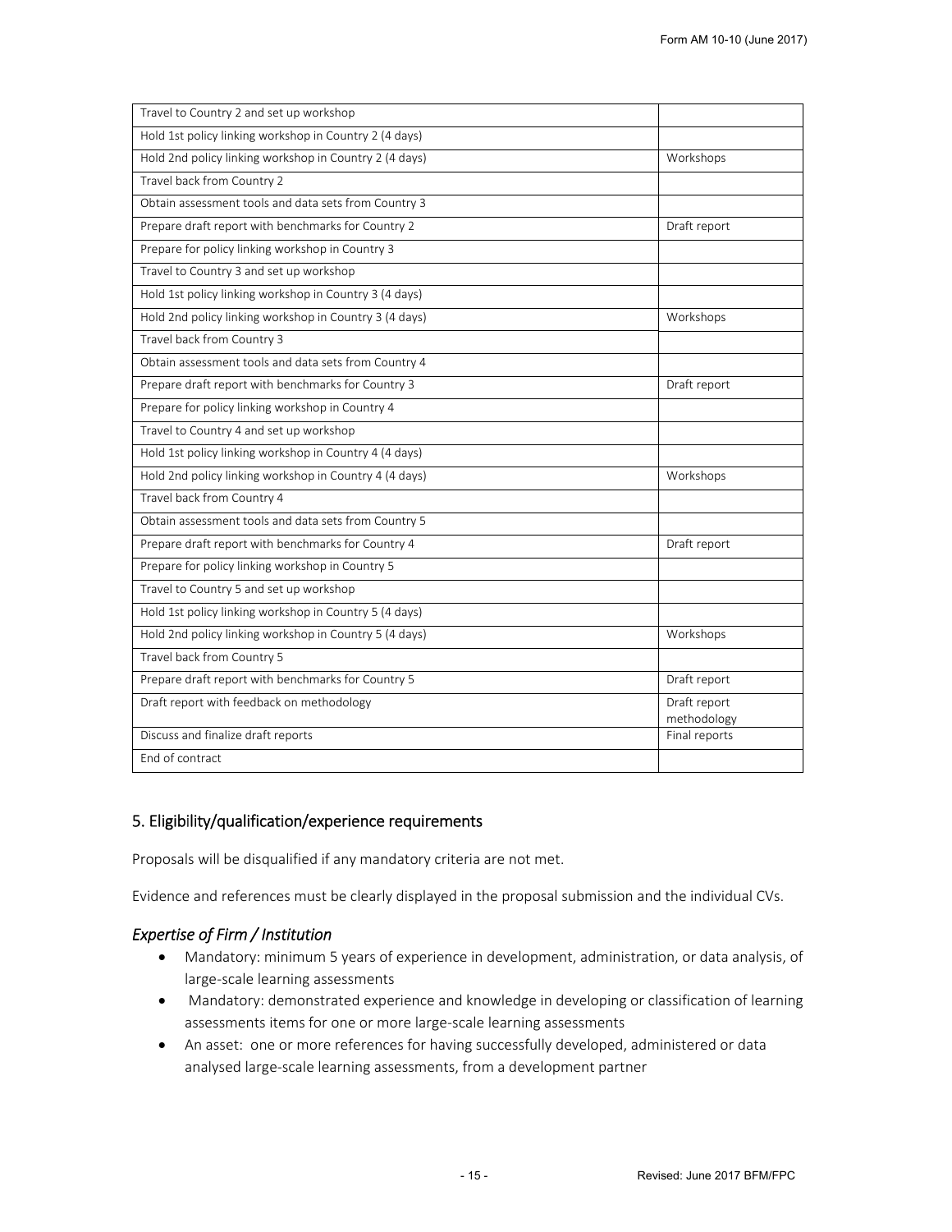| | |
|---|---|
| Travel to Country 2 and set up workshop | |
| Hold 1st policy linking workshop in Country 2 (4 days) | |
| Hold 2nd policy linking workshop in Country 2 (4 days) | Workshops |
| Travel back from Country 2 | |
| Obtain assessment tools and data sets from Country 3 | |
| Prepare draft report with benchmarks for Country 2 | Draft report |
| Prepare for policy linking workshop in Country 3 | |
| Travel to Country 3 and set up workshop | |
| Hold 1st policy linking workshop in Country 3 (4 days) | |
| Hold 2nd policy linking workshop in Country 3 (4 days) | Workshops |
| Travel back from Country 3 | |
| Obtain assessment tools and data sets from Country 4 | |
| Prepare draft report with benchmarks for Country 3 | Draft report |
| Prepare for policy linking workshop in Country 4 | |
| Travel to Country 4 and set up workshop | |
| Hold 1st policy linking workshop in Country 4 (4 days) | |
| Hold 2nd policy linking workshop in Country 4 (4 days) | Workshops |
| Travel back from Country 4 | |
| Obtain assessment tools and data sets from Country 5 | |
| Prepare draft report with benchmarks for Country 4 | Draft report |
| Prepare for policy linking workshop in Country 5 | |
| Travel to Country 5 and set up workshop | |
| Hold 1st policy linking workshop in Country 5 (4 days) | |
| Hold 2nd policy linking workshop in Country 5 (4 days) | Workshops |
| Travel back from Country 5 | |
| Prepare draft report with benchmarks for Country 5 | Draft report |
| Draft report with feedback on methodology | Draft report methodology |
| Discuss and finalize draft reports | Final reports |
| End of contract | |

## 5. Eligibility/qualification/experience requirements

Proposals will be disqualified if any mandatory criteria are not met.

Evidence and references must be clearly displayed in the proposal submission and the individual CVs.

### *Expertise of Firm / Institution*

- Mandatory: minimum 5 years of experience in development, administration, or data analysis, of large-scale learning assessments
- Mandatory: demonstrated experience and knowledge in developing or classification of learning assessments items for one or more large-scale learning assessments
- An asset: one or more references for having successfully developed, administered or data analysed large-scale learning assessments, from a development partner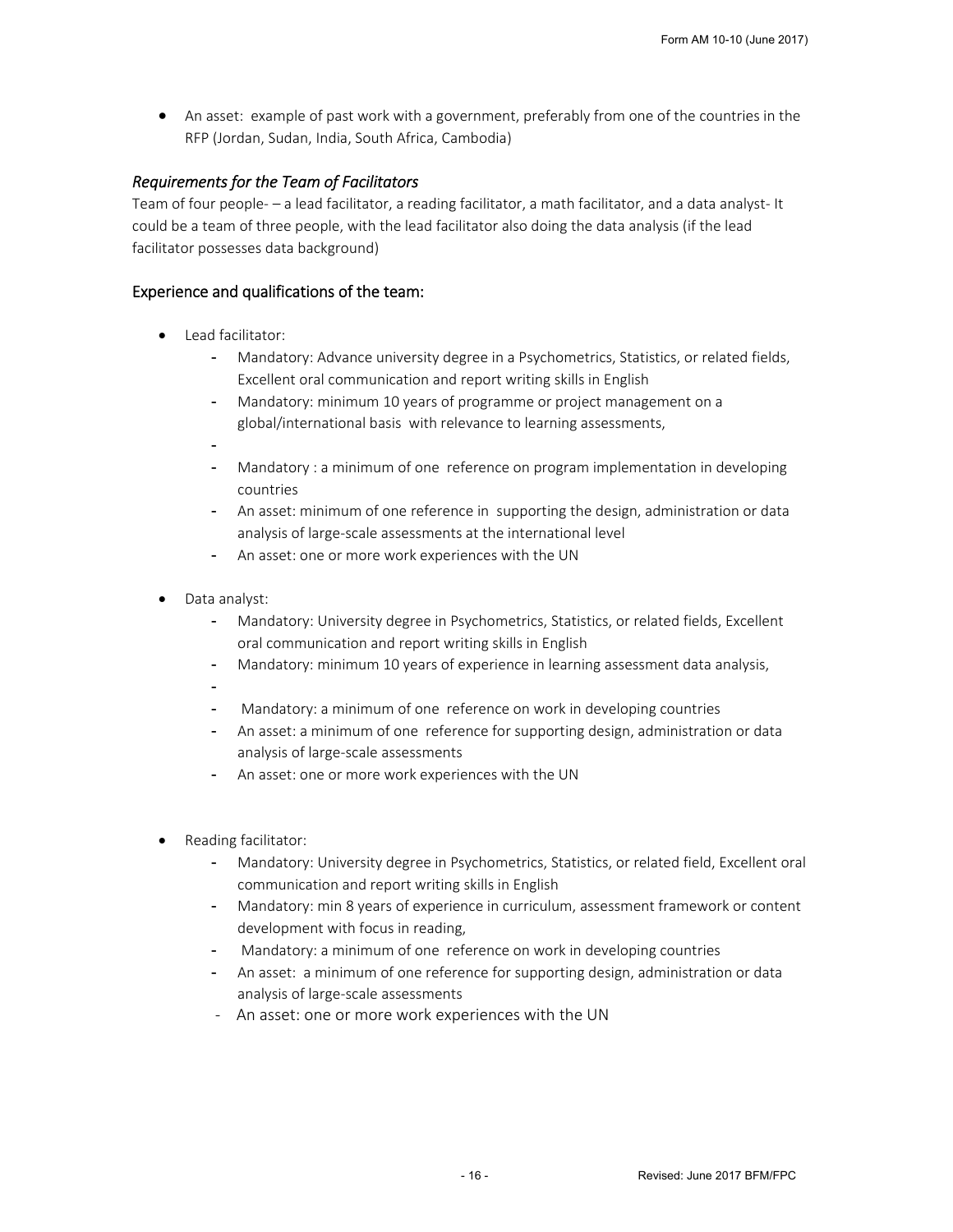- An asset: example of past work with a government, preferably from one of the countries in the RFP (Jordan, Sudan, India, South Africa, Cambodia)

### *Requirements for the Team of Facilitators*

Team of four people- – a lead facilitator, a reading facilitator, a math facilitator, and a data analyst- It could be a team of three people, with the lead facilitator also doing the data analysis (if the lead facilitator possesses data background)

### Experience and qualifications of the team:

- Lead facilitator:
  - Mandatory: Advance university degree in a Psychometrics, Statistics, or related fields, Excellent oral communication and report writing skills in English
  - Mandatory: minimum 10 years of programme or project management on a global/international basis with relevance to learning assessments,
  - 
  - Mandatory : a minimum of one reference on program implementation in developing countries
  - An asset: minimum of one reference in supporting the design, administration or data analysis of large-scale assessments at the international level
  - An asset: one or more work experiences with the UN

- Data analyst:
  - Mandatory: University degree in Psychometrics, Statistics, or related fields, Excellent oral communication and report writing skills in English
  - Mandatory: minimum 10 years of experience in learning assessment data analysis,
  - 
  - Mandatory: a minimum of one reference on work in developing countries
  - An asset: a minimum of one reference for supporting design, administration or data analysis of large-scale assessments
  - An asset: one or more work experiences with the UN

- Reading facilitator:
  - Mandatory: University degree in Psychometrics, Statistics, or related field, Excellent oral communication and report writing skills in English
  - Mandatory: min 8 years of experience in curriculum, assessment framework or content development with focus in reading,
  - Mandatory: a minimum of one reference on work in developing countries
  - An asset: a minimum of one reference for supporting design, administration or data analysis of large-scale assessments
  - An asset: one or more work experiences with the UN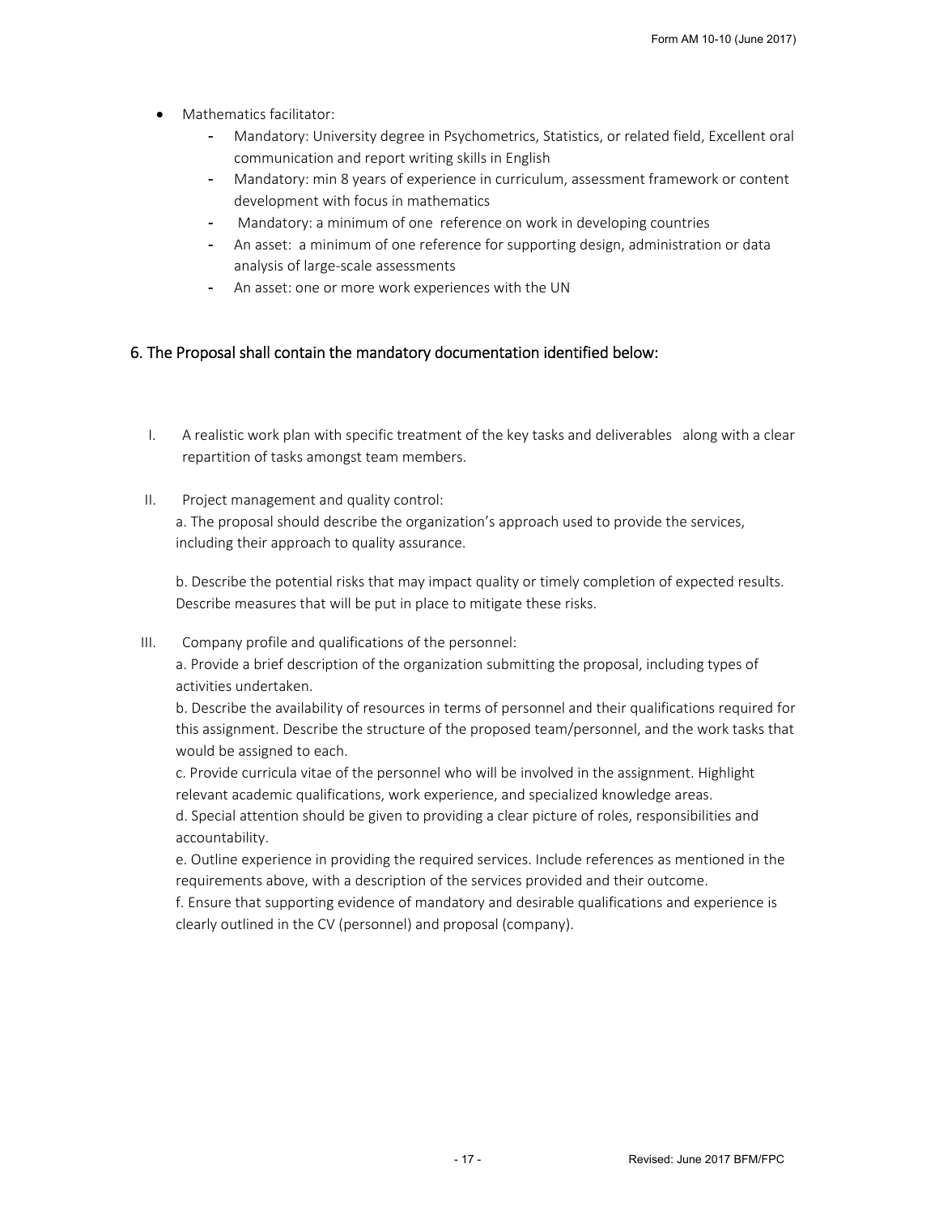- Mathematics facilitator:
  - Mandatory: University degree in Psychometrics, Statistics, or related field, Excellent oral communication and report writing skills in English
  - Mandatory: min 8 years of experience in curriculum, assessment framework or content development with focus in mathematics
  - Mandatory: a minimum of one reference on work in developing countries
  - An asset: a minimum of one reference for supporting design, administration or data analysis of large-scale assessments
  - An asset: one or more work experiences with the UN

## 6. The Proposal shall contain the mandatory documentation identified below:

I. A realistic work plan with specific treatment of the key tasks and deliverables along with a clear repartition of tasks amongst team members.

II. Project management and quality control:

a. The proposal should describe the organization's approach used to provide the services, including their approach to quality assurance.

b. Describe the potential risks that may impact quality or timely completion of expected results. Describe measures that will be put in place to mitigate these risks.

III. Company profile and qualifications of the personnel:

a. Provide a brief description of the organization submitting the proposal, including types of activities undertaken.

b. Describe the availability of resources in terms of personnel and their qualifications required for this assignment. Describe the structure of the proposed team/personnel, and the work tasks that would be assigned to each.

c. Provide curricula vitae of the personnel who will be involved in the assignment. Highlight relevant academic qualifications, work experience, and specialized knowledge areas.

d. Special attention should be given to providing a clear picture of roles, responsibilities and accountability.

e. Outline experience in providing the required services. Include references as mentioned in the requirements above, with a description of the services provided and their outcome.

f. Ensure that supporting evidence of mandatory and desirable qualifications and experience is clearly outlined in the CV (personnel) and proposal (company).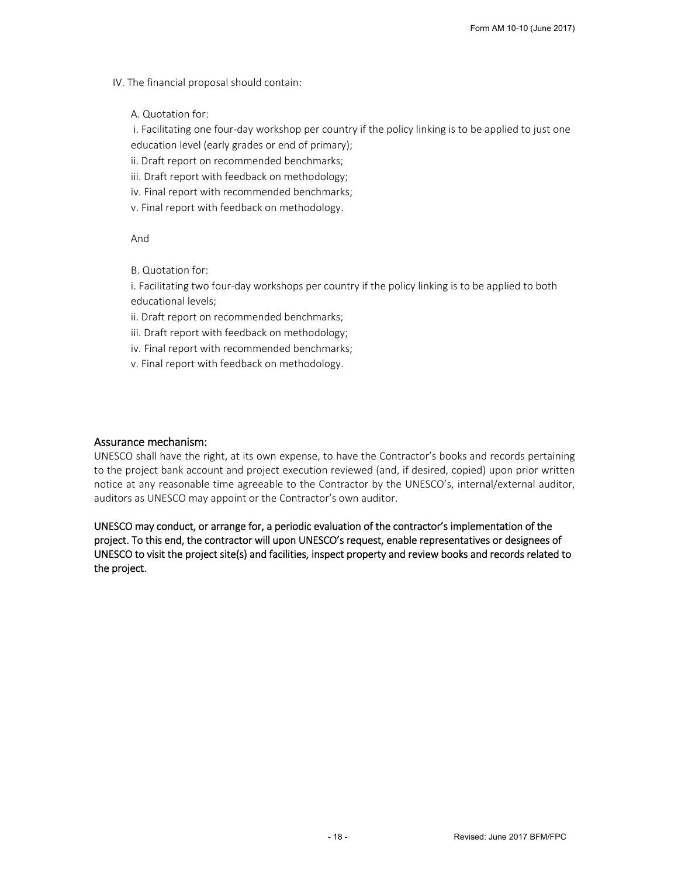IV. The financial proposal should contain:

A. Quotation for:

i. Facilitating one four-day workshop per country if the policy linking is to be applied to just one education level (early grades or end of primary);

ii. Draft report on recommended benchmarks;

iii. Draft report with feedback on methodology;

iv. Final report with recommended benchmarks;

v. Final report with feedback on methodology.

And

B. Quotation for:

i. Facilitating two four-day workshops per country if the policy linking is to be applied to both educational levels;

ii. Draft report on recommended benchmarks;

iii. Draft report with feedback on methodology;

iv. Final report with recommended benchmarks;

v. Final report with feedback on methodology.

## Assurance mechanism:

UNESCO shall have the right, at its own expense, to have the Contractor's books and records pertaining to the project bank account and project execution reviewed (and, if desired, copied) upon prior written notice at any reasonable time agreeable to the Contractor by the UNESCO's, internal/external auditor, auditors as UNESCO may appoint or the Contractor's own auditor.

UNESCO may conduct, or arrange for, a periodic evaluation of the contractor's implementation of the project. To this end, the contractor will upon UNESCO's request, enable representatives or designees of UNESCO to visit the project site(s) and facilities, inspect property and review books and records related to the project.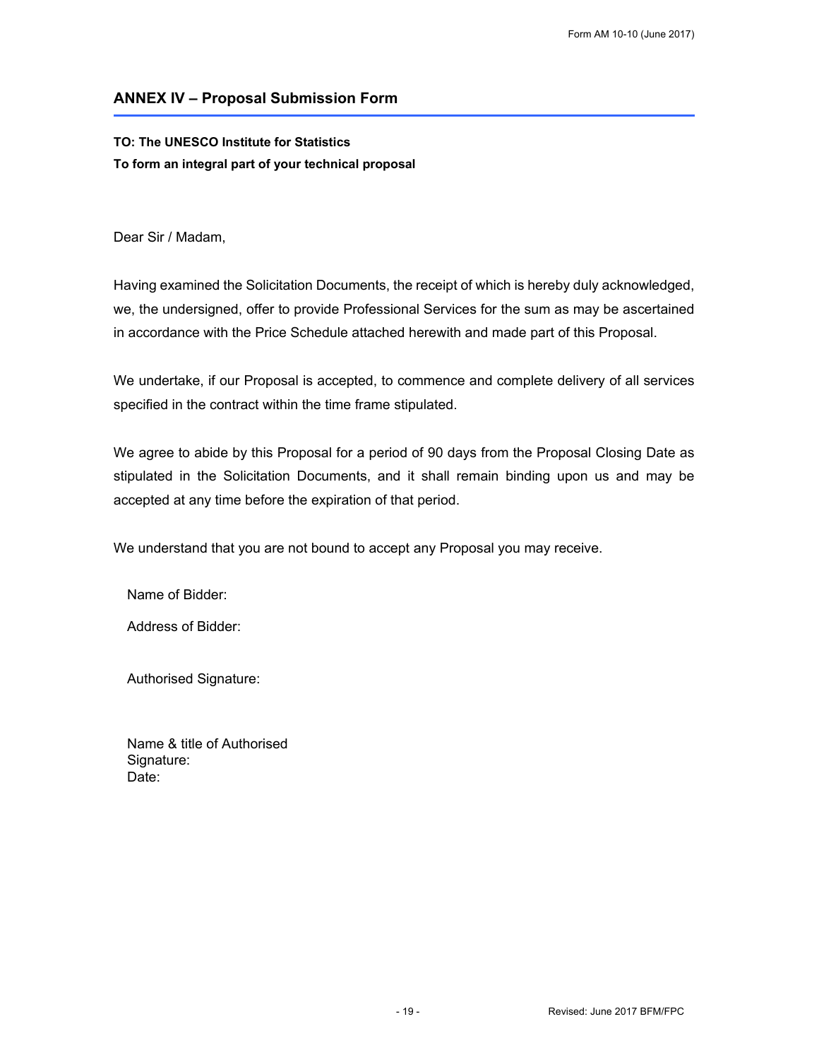## ANNEX IV – Proposal Submission Form

**TO: The UNESCO Institute for Statistics**
**To form an integral part of your technical proposal**

Dear Sir / Madam,

Having examined the Solicitation Documents, the receipt of which is hereby duly acknowledged, we, the undersigned, offer to provide Professional Services for the sum as may be ascertained in accordance with the Price Schedule attached herewith and made part of this Proposal.

We undertake, if our Proposal is accepted, to commence and complete delivery of all services specified in the contract within the time frame stipulated.

We agree to abide by this Proposal for a period of 90 days from the Proposal Closing Date as stipulated in the Solicitation Documents, and it shall remain binding upon us and may be accepted at any time before the expiration of that period.

We understand that you are not bound to accept any Proposal you may receive.

Name of Bidder:

Address of Bidder:

Authorised Signature:

Name & title of Authorised Signature:
Date: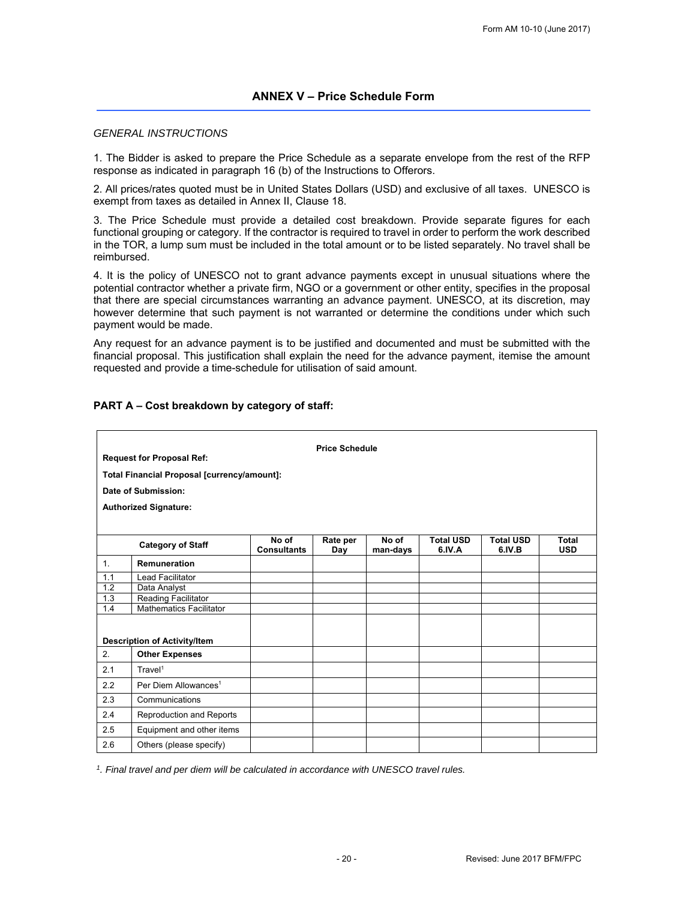## ANNEX V – Price Schedule Form

*GENERAL INSTRUCTIONS*

1. The Bidder is asked to prepare the Price Schedule as a separate envelope from the rest of the RFP response as indicated in paragraph 16 (b) of the Instructions to Offerors.

2. All prices/rates quoted must be in United States Dollars (USD) and exclusive of all taxes. UNESCO is exempt from taxes as detailed in Annex II, Clause 18.

3. The Price Schedule must provide a detailed cost breakdown. Provide separate figures for each functional grouping or category. If the contractor is required to travel in order to perform the work described in the TOR, a lump sum must be included in the total amount or to be listed separately. No travel shall be reimbursed.

4. It is the policy of UNESCO not to grant advance payments except in unusual situations where the potential contractor whether a private firm, NGO or a government or other entity, specifies in the proposal that there are special circumstances warranting an advance payment. UNESCO, at its discretion, may however determine that such payment is not warranted or determine the conditions under which such payment would be made.

Any request for an advance payment is to be justified and documented and must be submitted with the financial proposal. This justification shall explain the need for the advance payment, itemise the amount requested and provide a time-schedule for utilisation of said amount.

### PART A – Cost breakdown by category of staff:

**Price Schedule**

**Request for Proposal Ref:**

**Total Financial Proposal [currency/amount]:**

**Date of Submission:**

**Authorized Signature:**

| | Category of Staff | No of Consultants | Rate per Day | No of man-days | Total USD 6.IV.A | Total USD 6.IV.B | Total USD |
|---|---|---|---|---|---|---|---|
| 1. | **Remuneration** | | | | | | |
| 1.1 | Lead Facilitator | | | | | | |
| 1.2 | Data Analyst | | | | | | |
| 1.3 | Reading Facilitator | | | | | | |
| 1.4 | Mathematics Facilitator | | | | | | |
| **Description of Activity/Item** | | | | | | | |
| 2. | **Other Expenses** | | | | | | |
| 2.1 | Travel[1] | | | | | | |
| 2.2 | Per Diem Allowances[1] | | | | | | |
| 2.3 | Communications | | | | | | |
| 2.4 | Reproduction and Reports | | | | | | |
| 2.5 | Equipment and other items | | | | | | |
| 2.6 | Others (please specify) | | | | | | |

*[1]. Final travel and per diem will be calculated in accordance with UNESCO travel rules.*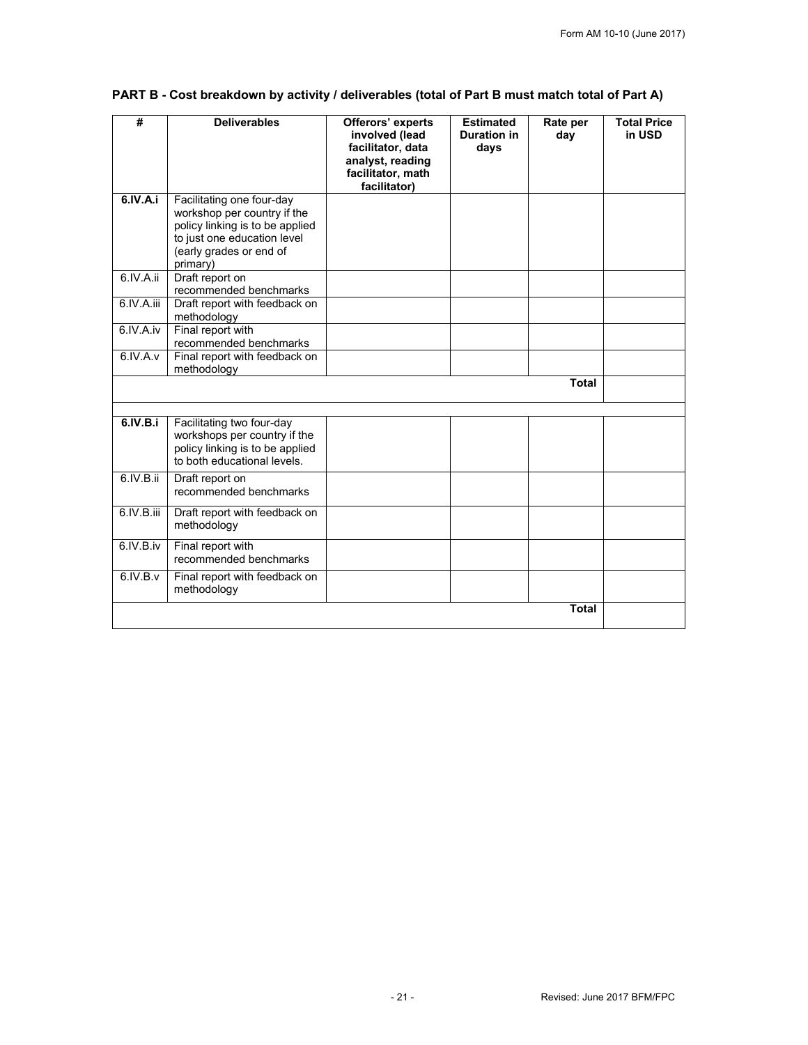**PART B - Cost breakdown by activity / deliverables (total of Part B must match total of Part A)**

| # | Deliverables | Offerors' experts involved (lead facilitator, data analyst, reading facilitator, math facilitator) | Estimated Duration in days | Rate per day | Total Price in USD |
|---|---|---|---|---|---|
| **6.IV.A.i** | Facilitating one four-day workshop per country if the policy linking is to be applied to just one education level (early grades or end of primary) | | | | |
| 6.IV.A.ii | Draft report on recommended benchmarks | | | | |
| 6.IV.A.iii | Draft report with feedback on methodology | | | | |
| 6.IV.A.iv | Final report with recommended benchmarks | | | | |
| 6.IV.A.v | Final report with feedback on methodology | | | | |
| | | | | **Total** | |
| | | | | | |
| **6.IV.B.i** | Facilitating two four-day workshops per country if the policy linking is to be applied to both educational levels. | | | | |
| 6.IV.B.ii | Draft report on recommended benchmarks | | | | |
| 6.IV.B.iii | Draft report with feedback on methodology | | | | |
| 6.IV.B.iv | Final report with recommended benchmarks | | | | |
| 6.IV.B.v | Final report with feedback on methodology | | | | |
| | | | | **Total** | |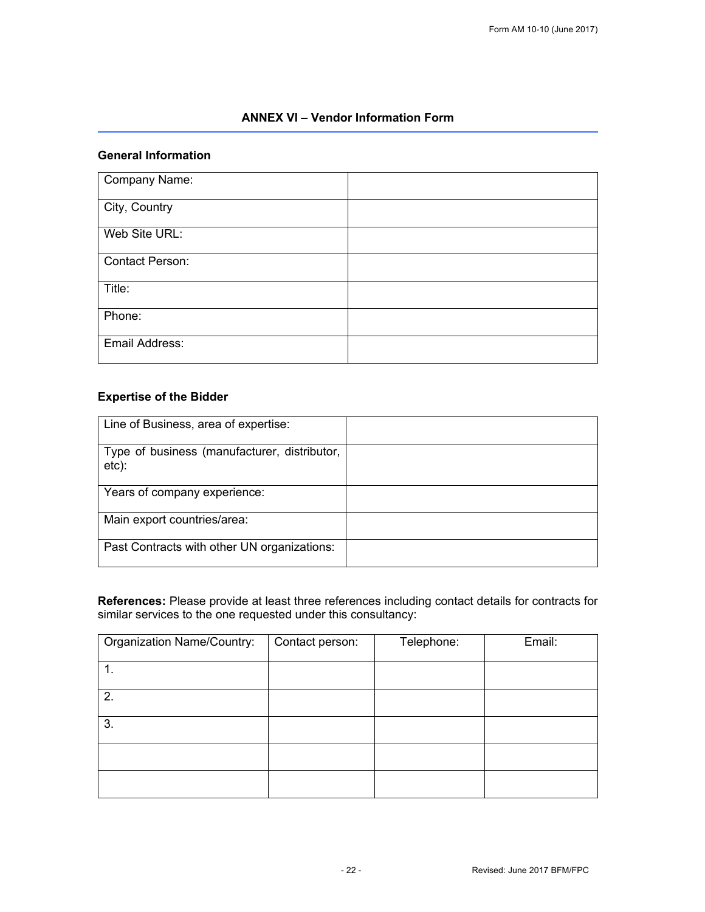## ANNEX VI – Vendor Information Form

### General Information

| | |
|---|---|
| Company Name: | |
| City, Country | |
| Web Site URL: | |
| Contact Person: | |
| Title: | |
| Phone: | |
| Email Address: | |

### Expertise of the Bidder

| | |
|---|---|
| Line of Business, area of expertise: | |
| Type of business (manufacturer, distributor, etc): | |
| Years of company experience: | |
| Main export countries/area: | |
| Past Contracts with other UN organizations: | |

**References:** Please provide at least three references including contact details for contracts for similar services to the one requested under this consultancy:

| Organization Name/Country: | Contact person: | Telephone: | Email: |
|---|---|---|---|
| 1. | | | |
| 2. | | | |
| 3. | | | |
| | | | |
| | | | |